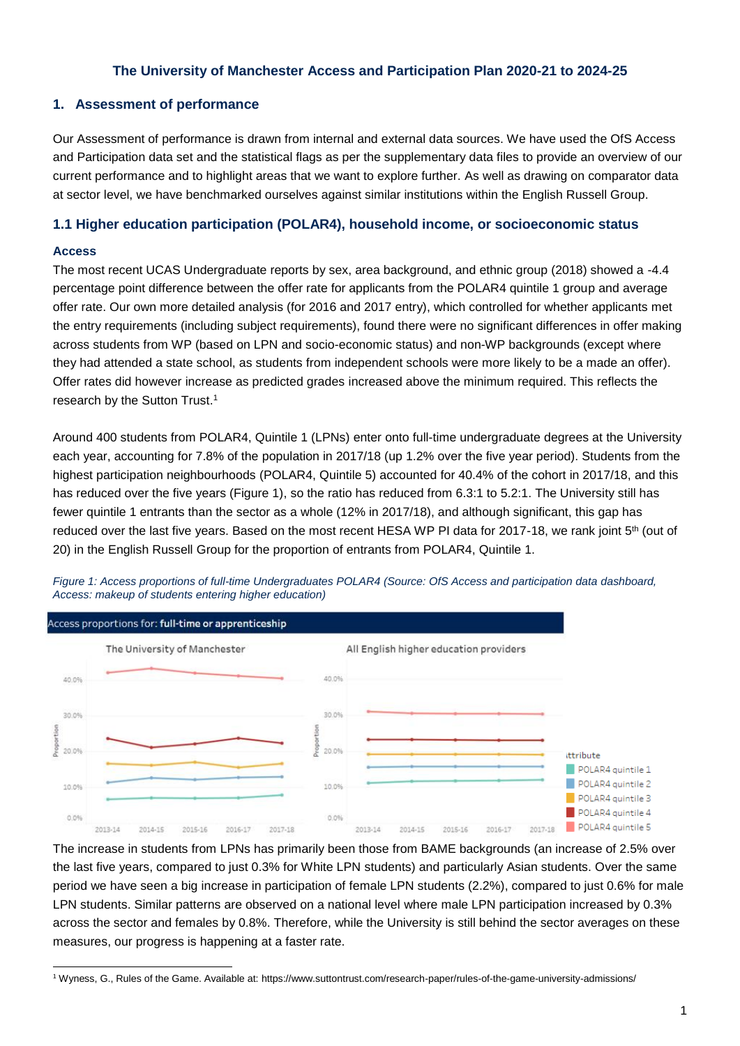# The University of Manchester Access and Participation Plan 2020-21 to 2024-25

## 1. Assessment of performance

Our Assessment of performance is drawn from internal and external data sources. We have used the OfS Access and Participation data set and the statistical flags as per the supplementary data files to provide an overview of our current performance and to highlight areas that we want to explore further. As well as drawing on comparator data at sector level, we have benchmarked ourselves against similar institutions within the English Russell Group.

### 1.1 Higher education participation (POLAR4), household income, or socioeconomic status

#### Access

The most recent UCAS Undergraduate reports by sex, area background, and ethnic group (2018) showed a -4.4 percentage point difference between the offer rate for applicants from the POLAR4 quintile 1 group and average offer rate. Our own more detailed analysis (for 2016 and 2017 entry), which controlled for whether applicants met the entry requirements (including subject requirements), found there were no significant differences in offer making across students from WP (based on LPN and socio-economic status) and non-WP backgrounds (except where they had attended a state school, as students from independent schools were more likely to be a made an offer). Offer rates did however increase as predicted grades increased above the minimum required. This reflects the research by the Sutton Trust.[1]

Around 400 students from POLAR4, Quintile 1 (LPNs) enter onto full-time undergraduate degrees at the University each year, accounting for 7.8% of the population in 2017/18 (up 1.2% over the five year period). Students from the highest participation neighbourhoods (POLAR4, Quintile 5) accounted for 40.4% of the cohort in 2017/18, and this has reduced over the five years (Figure 1), so the ratio has reduced from 6.3:1 to 5.2:1. The University still has fewer quintile 1 entrants than the sector as a whole (12% in 2017/18), and although significant, this gap has reduced over the last five years. Based on the most recent HESA WP PI data for 2017-18, we rank joint 5th (out of 20) in the English Russell Group for the proportion of entrants from POLAR4, Quintile 1.

*Figure 1: Access proportions of full-time Undergraduates POLAR4 (Source: OfS Access and participation data dashboard, Access: makeup of students entering higher education)*

The increase in students from LPNs has primarily been those from BAME backgrounds (an increase of 2.5% over the last five years, compared to just 0.3% for White LPN students) and particularly Asian students. Over the same period we have seen a big increase in participation of female LPN students (2.2%), compared to just 0.6% for male LPN students. Similar patterns are observed on a national level where male LPN participation increased by 0.3% across the sector and females by 0.8%. Therefore, while the University is still behind the sector averages on these measures, our progress is happening at a faster rate.

[1] Wyness, G., Rules of the Game. Available at: https://www.suttontrust.com/research-paper/rules-of-the-game-university-admissions/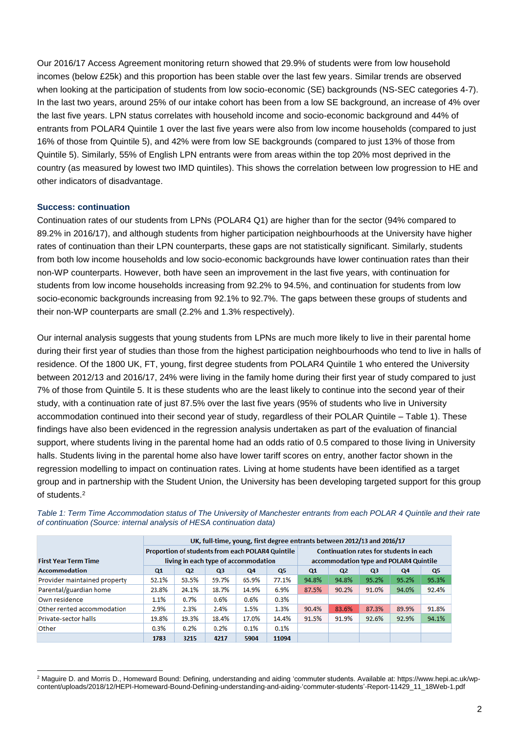Our 2016/17 Access Agreement monitoring return showed that 29.9% of students were from low household incomes (below £25k) and this proportion has been stable over the last few years. Similar trends are observed when looking at the participation of students from low socio-economic (SE) backgrounds (NS-SEC categories 4-7). In the last two years, around 25% of our intake cohort has been from a low SE background, an increase of 4% over the last five years. LPN status correlates with household income and socio-economic background and 44% of entrants from POLAR4 Quintile 1 over the last five years were also from low income households (compared to just 16% of those from Quintile 5), and 42% were from low SE backgrounds (compared to just 13% of those from Quintile 5). Similarly, 55% of English LPN entrants were from areas within the top 20% most deprived in the country (as measured by lowest two IMD quintiles). This shows the correlation between low progression to HE and other indicators of disadvantage.

### Success: continuation

Continuation rates of our students from LPNs (POLAR4 Q1) are higher than for the sector (94% compared to 89.2% in 2016/17), and although students from higher participation neighbourhoods at the University have higher rates of continuation than their LPN counterparts, these gaps are not statistically significant. Similarly, students from both low income households and low socio-economic backgrounds have lower continuation rates than their non-WP counterparts. However, both have seen an improvement in the last five years, with continuation for students from low income households increasing from 92.2% to 94.5%, and continuation for students from low socio-economic backgrounds increasing from 92.1% to 92.7%. The gaps between these groups of students and their non-WP counterparts are small (2.2% and 1.3% respectively).

Our internal analysis suggests that young students from LPNs are much more likely to live in their parental home during their first year of studies than those from the highest participation neighbourhoods who tend to live in halls of residence. Of the 1800 UK, FT, young, first degree students from POLAR4 Quintile 1 who entered the University between 2012/13 and 2016/17, 24% were living in the family home during their first year of study compared to just 7% of those from Quintile 5. It is these students who are the least likely to continue into the second year of their study, with a continuation rate of just 87.5% over the last five years (95% of students who live in University accommodation continued into their second year of study, regardless of their POLAR Quintile – Table 1). These findings have also been evidenced in the regression analysis undertaken as part of the evaluation of financial support, where students living in the parental home had an odds ratio of 0.5 compared to those living in University halls. Students living in the parental home also have lower tariff scores on entry, another factor shown in the regression modelling to impact on continuation rates. Living at home students have been identified as a target group and in partnership with the Student Union, the University has been developing targeted support for this group of students.[2]

*Table 1: Term Time Accommodation status of The University of Manchester entrants from each POLAR 4 Quintile and their rate of continuation (Source: internal analysis of HESA continuation data)*

| First Year Term Time Accommodation | UK, full-time, young, first degree entrants between 2012/13 and 2016/17 — Proportion of students from each POLAR4 Quintile living in each type of accommodation | | | | | Continuation rates for students in each accommodation type and POLAR4 Quintile | | | | |
|---|---|---|---|---|---|---|---|---|---|---|
| | Q1 | Q2 | Q3 | Q4 | Q5 | Q1 | Q2 | Q3 | Q4 | Q5 |
| Provider maintained property | 52.1% | 53.5% | 59.7% | 65.9% | 77.1% | 94.8% | 94.8% | 95.2% | 95.2% | 95.3% |
| Parental/guardian home | 23.8% | 24.1% | 18.7% | 14.9% | 6.9% | 87.5% | 90.2% | 91.0% | 94.0% | 92.4% |
| Own residence | 1.1% | 0.7% | 0.6% | 0.6% | 0.3% | | | | | |
| Other rented accommodation | 2.9% | 2.3% | 2.4% | 1.5% | 1.3% | 90.4% | 83.6% | 87.3% | 89.9% | 91.8% |
| Private-sector halls | 19.8% | 19.3% | 18.4% | 17.0% | 14.4% | 91.5% | 91.9% | 92.6% | 92.9% | 94.1% |
| Other | 0.3% | 0.2% | 0.2% | 0.1% | 0.1% | | | | | |
| | **1783** | **3215** | **4217** | **5904** | **11094** | | | | | |

[2] Maguire D. and Morris D., Homeward Bound: Defining, understanding and aiding 'commuter students. Available at: https://www.hepi.ac.uk/wp-content/uploads/2018/12/HEPI-Homeward-Bound-Defining-understanding-and-aiding-'commuter-students'-Report-11429_11_18Web-1.pdf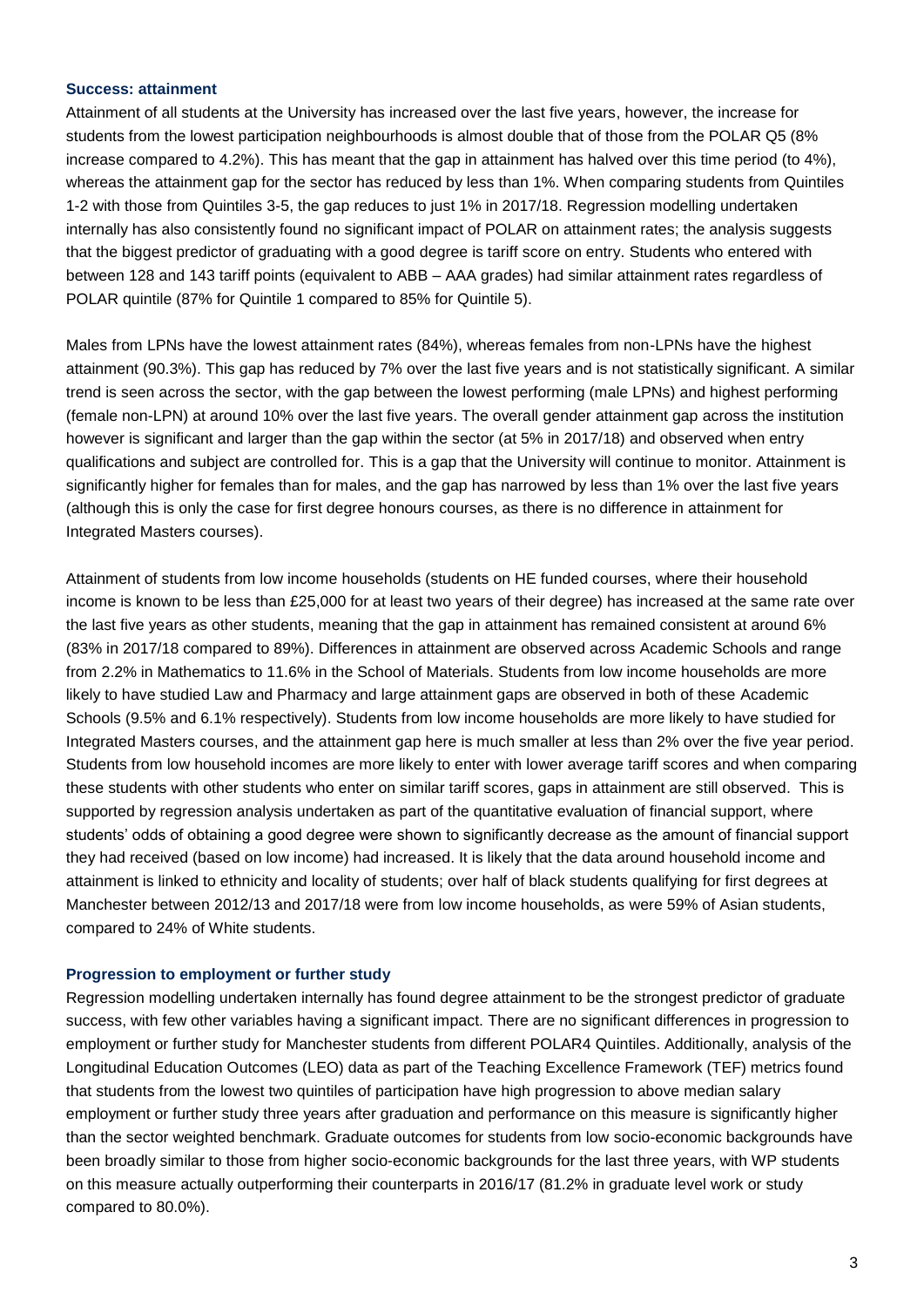### Success: attainment

Attainment of all students at the University has increased over the last five years, however, the increase for students from the lowest participation neighbourhoods is almost double that of those from the POLAR Q5 (8% increase compared to 4.2%). This has meant that the gap in attainment has halved over this time period (to 4%), whereas the attainment gap for the sector has reduced by less than 1%. When comparing students from Quintiles 1-2 with those from Quintiles 3-5, the gap reduces to just 1% in 2017/18. Regression modelling undertaken internally has also consistently found no significant impact of POLAR on attainment rates; the analysis suggests that the biggest predictor of graduating with a good degree is tariff score on entry. Students who entered with between 128 and 143 tariff points (equivalent to ABB – AAA grades) had similar attainment rates regardless of POLAR quintile (87% for Quintile 1 compared to 85% for Quintile 5).

Males from LPNs have the lowest attainment rates (84%), whereas females from non-LPNs have the highest attainment (90.3%). This gap has reduced by 7% over the last five years and is not statistically significant. A similar trend is seen across the sector, with the gap between the lowest performing (male LPNs) and highest performing (female non-LPN) at around 10% over the last five years. The overall gender attainment gap across the institution however is significant and larger than the gap within the sector (at 5% in 2017/18) and observed when entry qualifications and subject are controlled for. This is a gap that the University will continue to monitor. Attainment is significantly higher for females than for males, and the gap has narrowed by less than 1% over the last five years (although this is only the case for first degree honours courses, as there is no difference in attainment for Integrated Masters courses).

Attainment of students from low income households (students on HE funded courses, where their household income is known to be less than £25,000 for at least two years of their degree) has increased at the same rate over the last five years as other students, meaning that the gap in attainment has remained consistent at around 6% (83% in 2017/18 compared to 89%). Differences in attainment are observed across Academic Schools and range from 2.2% in Mathematics to 11.6% in the School of Materials. Students from low income households are more likely to have studied Law and Pharmacy and large attainment gaps are observed in both of these Academic Schools (9.5% and 6.1% respectively). Students from low income households are more likely to have studied for Integrated Masters courses, and the attainment gap here is much smaller at less than 2% over the five year period. Students from low household incomes are more likely to enter with lower average tariff scores and when comparing these students with other students who enter on similar tariff scores, gaps in attainment are still observed. This is supported by regression analysis undertaken as part of the quantitative evaluation of financial support, where students' odds of obtaining a good degree were shown to significantly decrease as the amount of financial support they had received (based on low income) had increased. It is likely that the data around household income and attainment is linked to ethnicity and locality of students; over half of black students qualifying for first degrees at Manchester between 2012/13 and 2017/18 were from low income households, as were 59% of Asian students, compared to 24% of White students.

### Progression to employment or further study

Regression modelling undertaken internally has found degree attainment to be the strongest predictor of graduate success, with few other variables having a significant impact. There are no significant differences in progression to employment or further study for Manchester students from different POLAR4 Quintiles. Additionally, analysis of the Longitudinal Education Outcomes (LEO) data as part of the Teaching Excellence Framework (TEF) metrics found that students from the lowest two quintiles of participation have high progression to above median salary employment or further study three years after graduation and performance on this measure is significantly higher than the sector weighted benchmark. Graduate outcomes for students from low socio-economic backgrounds have been broadly similar to those from higher socio-economic backgrounds for the last three years, with WP students on this measure actually outperforming their counterparts in 2016/17 (81.2% in graduate level work or study compared to 80.0%).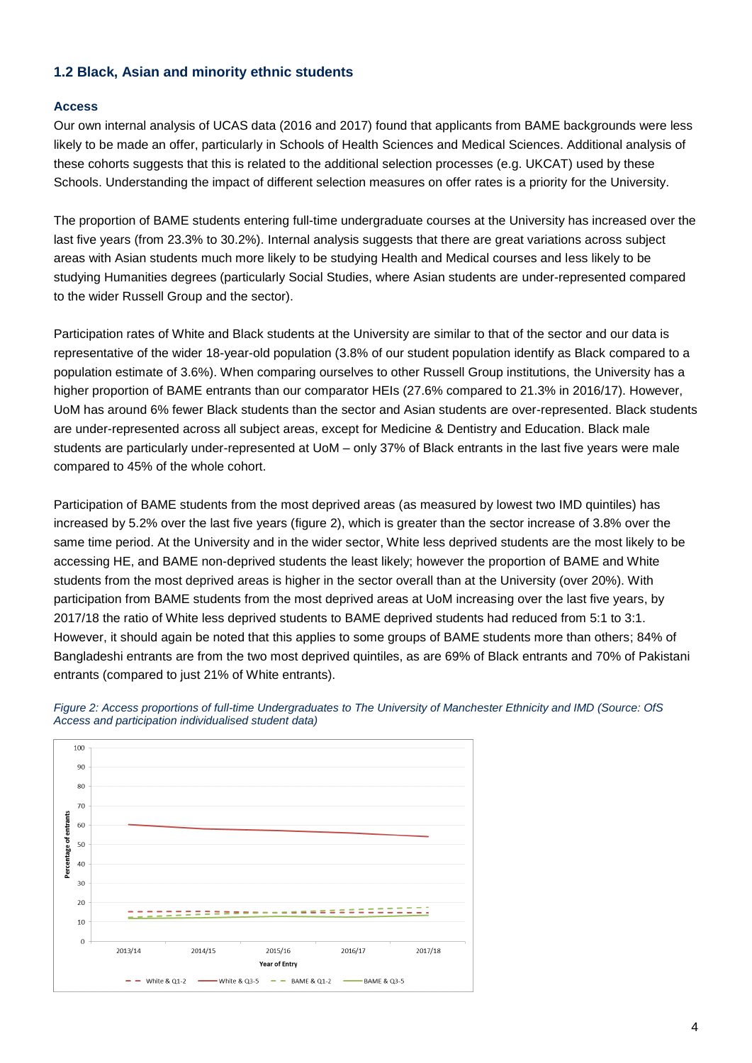### 1.2 Black, Asian and minority ethnic students

#### Access

Our own internal analysis of UCAS data (2016 and 2017) found that applicants from BAME backgrounds were less likely to be made an offer, particularly in Schools of Health Sciences and Medical Sciences. Additional analysis of these cohorts suggests that this is related to the additional selection processes (e.g. UKCAT) used by these Schools. Understanding the impact of different selection measures on offer rates is a priority for the University.

The proportion of BAME students entering full-time undergraduate courses at the University has increased over the last five years (from 23.3% to 30.2%). Internal analysis suggests that there are great variations across subject areas with Asian students much more likely to be studying Health and Medical courses and less likely to be studying Humanities degrees (particularly Social Studies, where Asian students are under-represented compared to the wider Russell Group and the sector).

Participation rates of White and Black students at the University are similar to that of the sector and our data is representative of the wider 18-year-old population (3.8% of our student population identify as Black compared to a population estimate of 3.6%). When comparing ourselves to other Russell Group institutions, the University has a higher proportion of BAME entrants than our comparator HEIs (27.6% compared to 21.3% in 2016/17). However, UoM has around 6% fewer Black students than the sector and Asian students are over-represented. Black students are under-represented across all subject areas, except for Medicine & Dentistry and Education. Black male students are particularly under-represented at UoM – only 37% of Black entrants in the last five years were male compared to 45% of the whole cohort.

Participation of BAME students from the most deprived areas (as measured by lowest two IMD quintiles) has increased by 5.2% over the last five years (figure 2), which is greater than the sector increase of 3.8% over the same time period. At the University and in the wider sector, White less deprived students are the most likely to be accessing HE, and BAME non-deprived students the least likely; however the proportion of BAME and White students from the most deprived areas is higher in the sector overall than at the University (over 20%). With participation from BAME students from the most deprived areas at UoM increasing over the last five years, by 2017/18 the ratio of White less deprived students to BAME deprived students had reduced from 5:1 to 3:1. However, it should again be noted that this applies to some groups of BAME students more than others; 84% of Bangladeshi entrants are from the two most deprived quintiles, as are 69% of Black entrants and 70% of Pakistani entrants (compared to just 21% of White entrants).

*Figure 2: Access proportions of full-time Undergraduates to The University of Manchester Ethnicity and IMD (Source: OfS Access and participation individualised student data)*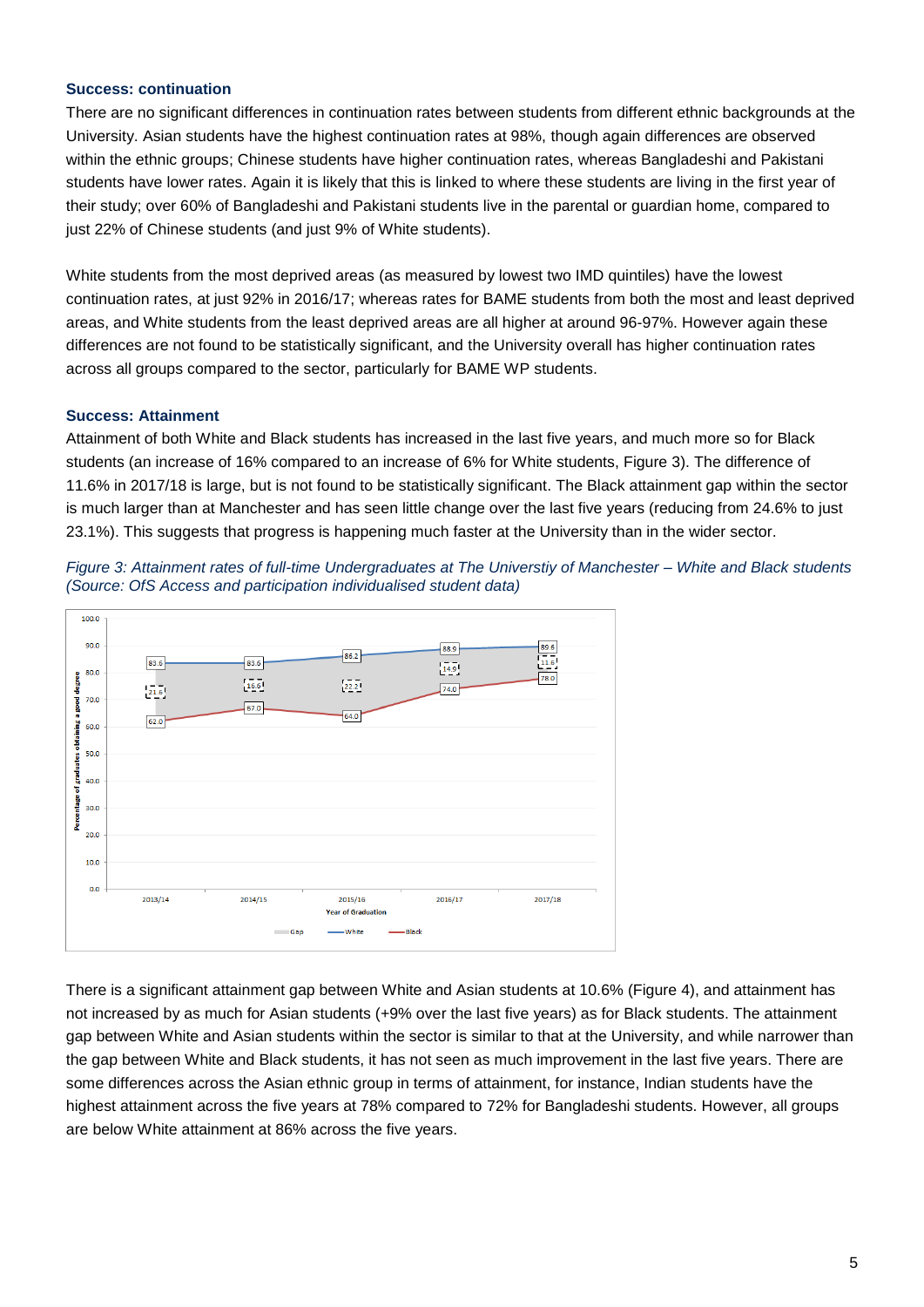### Success: continuation

There are no significant differences in continuation rates between students from different ethnic backgrounds at the University. Asian students have the highest continuation rates at 98%, though again differences are observed within the ethnic groups; Chinese students have higher continuation rates, whereas Bangladeshi and Pakistani students have lower rates. Again it is likely that this is linked to where these students are living in the first year of their study; over 60% of Bangladeshi and Pakistani students live in the parental or guardian home, compared to just 22% of Chinese students (and just 9% of White students).

White students from the most deprived areas (as measured by lowest two IMD quintiles) have the lowest continuation rates, at just 92% in 2016/17; whereas rates for BAME students from both the most and least deprived areas, and White students from the least deprived areas are all higher at around 96-97%. However again these differences are not found to be statistically significant, and the University overall has higher continuation rates across all groups compared to the sector, particularly for BAME WP students.

### Success: Attainment

Attainment of both White and Black students has increased in the last five years, and much more so for Black students (an increase of 16% compared to an increase of 6% for White students, Figure 3). The difference of 11.6% in 2017/18 is large, but is not found to be statistically significant. The Black attainment gap within the sector is much larger than at Manchester and has seen little change over the last five years (reducing from 24.6% to just 23.1%). This suggests that progress is happening much faster at the University than in the wider sector.

*Figure 3: Attainment rates of full-time Undergraduates at The Universtiy of Manchester – White and Black students (Source: OfS Access and participation individualised student data)*

| Year of Graduation | White | Black | Gap |
|---|---|---|---|
| 2013/14 | 83.6 | 62.0 | 21.6 |
| 2014/15 | 83.6 | 67.0 | 16.6 |
| 2015/16 | 86.2 | 64.0 | 22.2 |
| 2016/17 | 88.9 | 74.0 | 14.9 |
| 2017/18 | 89.6 | 78.0 | 11.6 |

There is a significant attainment gap between White and Asian students at 10.6% (Figure 4), and attainment has not increased by as much for Asian students (+9% over the last five years) as for Black students. The attainment gap between White and Asian students within the sector is similar to that at the University, and while narrower than the gap between White and Black students, it has not seen as much improvement in the last five years. There are some differences across the Asian ethnic group in terms of attainment, for instance, Indian students have the highest attainment across the five years at 78% compared to 72% for Bangladeshi students. However, all groups are below White attainment at 86% across the five years.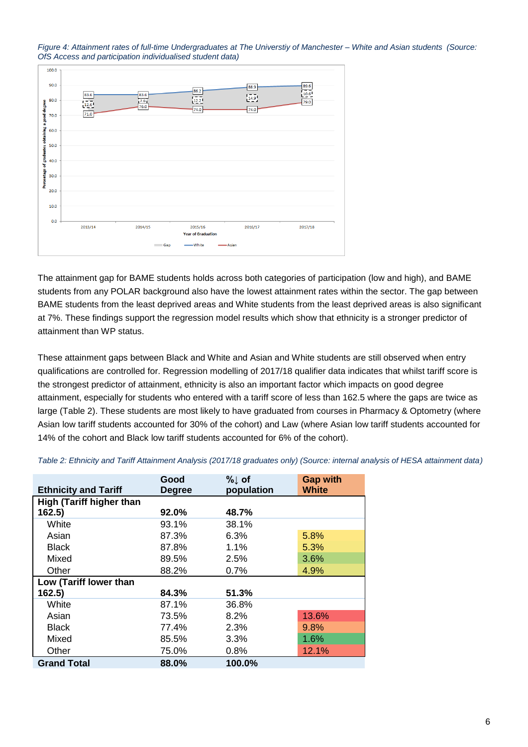*Figure 4: Attainment rates of full-time Undergraduates at The Universtiy of Manchester – White and Asian students (Source: OfS Access and participation individualised student data)*

The attainment gap for BAME students holds across both categories of participation (low and high), and BAME students from any POLAR background also have the lowest attainment rates within the sector. The gap between BAME students from the least deprived areas and White students from the least deprived areas is also significant at 7%. These findings support the regression model results which show that ethnicity is a stronger predictor of attainment than WP status.

These attainment gaps between Black and White and Asian and White students are still observed when entry qualifications are controlled for. Regression modelling of 2017/18 qualifier data indicates that whilst tariff score is the strongest predictor of attainment, ethnicity is also an important factor which impacts on good degree attainment, especially for students who entered with a tariff score of less than 162.5 where the gaps are twice as large (Table 2). These students are most likely to have graduated from courses in Pharmacy & Optometry (where Asian low tariff students accounted for 30% of the cohort) and Law (where Asian low tariff students accounted for 14% of the cohort and Black low tariff students accounted for 6% of the cohort).

*Table 2: Ethnicity and Tariff Attainment Analysis (2017/18 graduates only) (Source: internal analysis of HESA attainment data)*

| Ethnicity and Tariff | Good Degree | %↓ of population | Gap with White |
|---|---|---|---|
| **High (Tariff higher than 162.5)** | **92.0%** | **48.7%** | |
| White | 93.1% | 38.1% | |
| Asian | 87.3% | 6.3% | 5.8% |
| Black | 87.8% | 1.1% | 5.3% |
| Mixed | 89.5% | 2.5% | 3.6% |
| Other | 88.2% | 0.7% | 4.9% |
| **Low (Tariff lower than 162.5)** | **84.3%** | **51.3%** | |
| White | 87.1% | 36.8% | |
| Asian | 73.5% | 8.2% | 13.6% |
| Black | 77.4% | 2.3% | 9.8% |
| Mixed | 85.5% | 3.3% | 1.6% |
| Other | 75.0% | 0.8% | 12.1% |
| **Grand Total** | **88.0%** | **100.0%** | |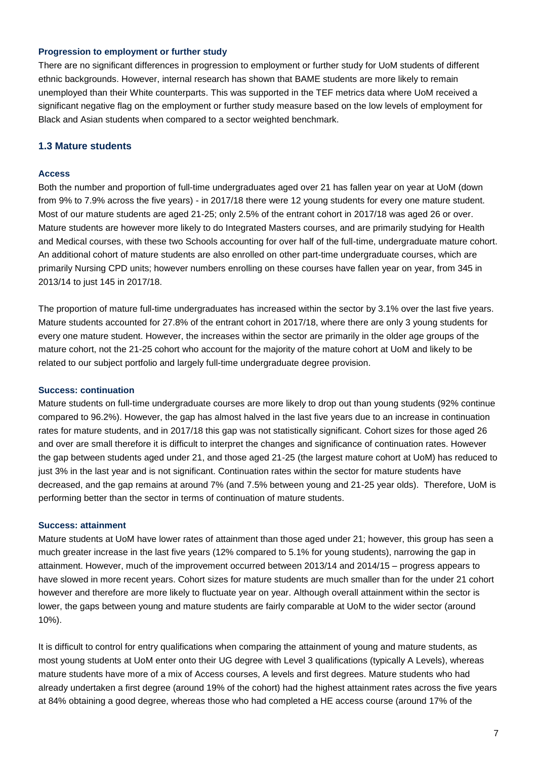#### Progression to employment or further study

There are no significant differences in progression to employment or further study for UoM students of different ethnic backgrounds. However, internal research has shown that BAME students are more likely to remain unemployed than their White counterparts. This was supported in the TEF metrics data where UoM received a significant negative flag on the employment or further study measure based on the low levels of employment for Black and Asian students when compared to a sector weighted benchmark.

### 1.3 Mature students

#### Access

Both the number and proportion of full-time undergraduates aged over 21 has fallen year on year at UoM (down from 9% to 7.9% across the five years) - in 2017/18 there were 12 young students for every one mature student. Most of our mature students are aged 21-25; only 2.5% of the entrant cohort in 2017/18 was aged 26 or over. Mature students are however more likely to do Integrated Masters courses, and are primarily studying for Health and Medical courses, with these two Schools accounting for over half of the full-time, undergraduate mature cohort. An additional cohort of mature students are also enrolled on other part-time undergraduate courses, which are primarily Nursing CPD units; however numbers enrolling on these courses have fallen year on year, from 345 in 2013/14 to just 145 in 2017/18.

The proportion of mature full-time undergraduates has increased within the sector by 3.1% over the last five years. Mature students accounted for 27.8% of the entrant cohort in 2017/18, where there are only 3 young students for every one mature student. However, the increases within the sector are primarily in the older age groups of the mature cohort, not the 21-25 cohort who account for the majority of the mature cohort at UoM and likely to be related to our subject portfolio and largely full-time undergraduate degree provision.

#### Success: continuation

Mature students on full-time undergraduate courses are more likely to drop out than young students (92% continue compared to 96.2%). However, the gap has almost halved in the last five years due to an increase in continuation rates for mature students, and in 2017/18 this gap was not statistically significant. Cohort sizes for those aged 26 and over are small therefore it is difficult to interpret the changes and significance of continuation rates. However the gap between students aged under 21, and those aged 21-25 (the largest mature cohort at UoM) has reduced to just 3% in the last year and is not significant. Continuation rates within the sector for mature students have decreased, and the gap remains at around 7% (and 7.5% between young and 21-25 year olds). Therefore, UoM is performing better than the sector in terms of continuation of mature students.

#### Success: attainment

Mature students at UoM have lower rates of attainment than those aged under 21; however, this group has seen a much greater increase in the last five years (12% compared to 5.1% for young students), narrowing the gap in attainment. However, much of the improvement occurred between 2013/14 and 2014/15 – progress appears to have slowed in more recent years. Cohort sizes for mature students are much smaller than for the under 21 cohort however and therefore are more likely to fluctuate year on year. Although overall attainment within the sector is lower, the gaps between young and mature students are fairly comparable at UoM to the wider sector (around 10%).

It is difficult to control for entry qualifications when comparing the attainment of young and mature students, as most young students at UoM enter onto their UG degree with Level 3 qualifications (typically A Levels), whereas mature students have more of a mix of Access courses, A levels and first degrees. Mature students who had already undertaken a first degree (around 19% of the cohort) had the highest attainment rates across the five years at 84% obtaining a good degree, whereas those who had completed a HE access course (around 17% of the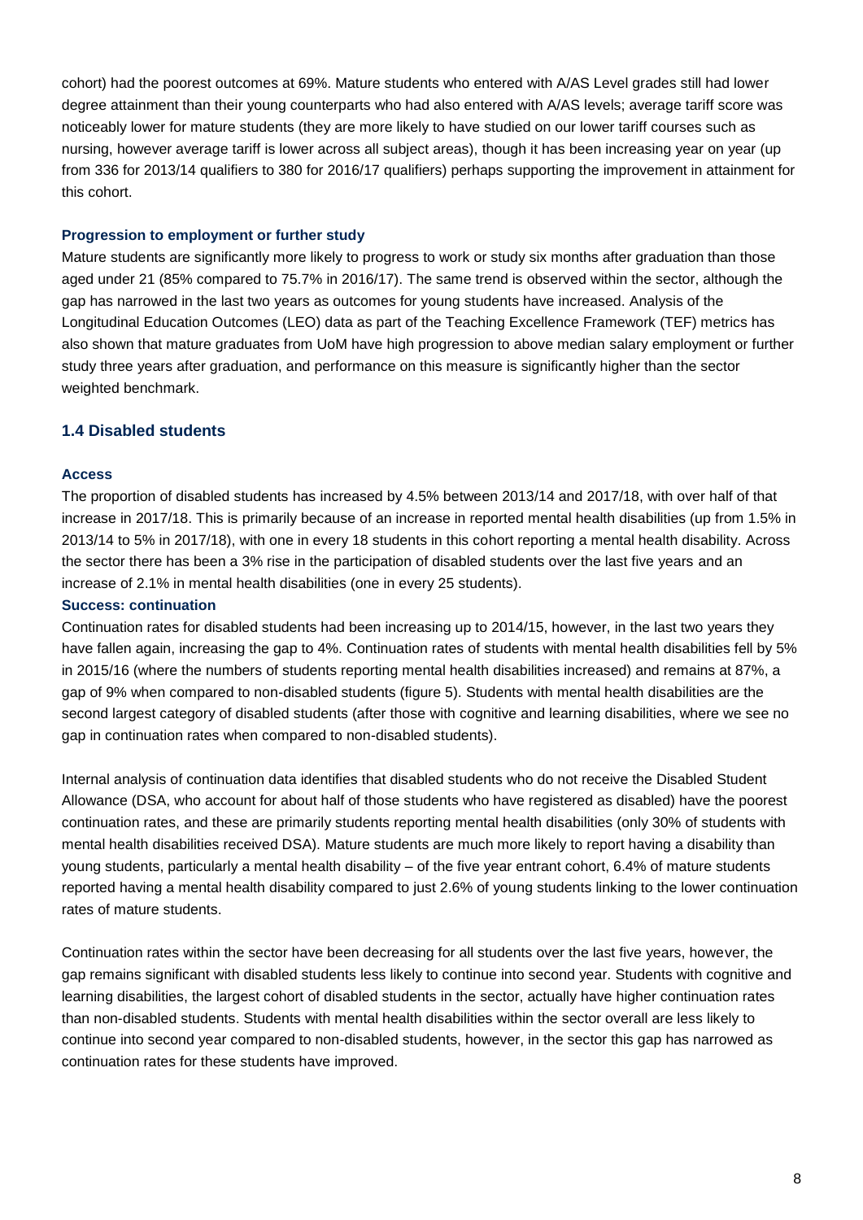cohort) had the poorest outcomes at 69%. Mature students who entered with A/AS Level grades still had lower degree attainment than their young counterparts who had also entered with A/AS levels; average tariff score was noticeably lower for mature students (they are more likely to have studied on our lower tariff courses such as nursing, however average tariff is lower across all subject areas), though it has been increasing year on year (up from 336 for 2013/14 qualifiers to 380 for 2016/17 qualifiers) perhaps supporting the improvement in attainment for this cohort.

#### Progression to employment or further study

Mature students are significantly more likely to progress to work or study six months after graduation than those aged under 21 (85% compared to 75.7% in 2016/17). The same trend is observed within the sector, although the gap has narrowed in the last two years as outcomes for young students have increased. Analysis of the Longitudinal Education Outcomes (LEO) data as part of the Teaching Excellence Framework (TEF) metrics has also shown that mature graduates from UoM have high progression to above median salary employment or further study three years after graduation, and performance on this measure is significantly higher than the sector weighted benchmark.

### 1.4 Disabled students

#### Access

The proportion of disabled students has increased by 4.5% between 2013/14 and 2017/18, with over half of that increase in 2017/18. This is primarily because of an increase in reported mental health disabilities (up from 1.5% in 2013/14 to 5% in 2017/18), with one in every 18 students in this cohort reporting a mental health disability. Across the sector there has been a 3% rise in the participation of disabled students over the last five years and an increase of 2.1% in mental health disabilities (one in every 25 students).

#### Success: continuation

Continuation rates for disabled students had been increasing up to 2014/15, however, in the last two years they have fallen again, increasing the gap to 4%. Continuation rates of students with mental health disabilities fell by 5% in 2015/16 (where the numbers of students reporting mental health disabilities increased) and remains at 87%, a gap of 9% when compared to non-disabled students (figure 5). Students with mental health disabilities are the second largest category of disabled students (after those with cognitive and learning disabilities, where we see no gap in continuation rates when compared to non-disabled students).

Internal analysis of continuation data identifies that disabled students who do not receive the Disabled Student Allowance (DSA, who account for about half of those students who have registered as disabled) have the poorest continuation rates, and these are primarily students reporting mental health disabilities (only 30% of students with mental health disabilities received DSA). Mature students are much more likely to report having a disability than young students, particularly a mental health disability – of the five year entrant cohort, 6.4% of mature students reported having a mental health disability compared to just 2.6% of young students linking to the lower continuation rates of mature students.

Continuation rates within the sector have been decreasing for all students over the last five years, however, the gap remains significant with disabled students less likely to continue into second year. Students with cognitive and learning disabilities, the largest cohort of disabled students in the sector, actually have higher continuation rates than non-disabled students. Students with mental health disabilities within the sector overall are less likely to continue into second year compared to non-disabled students, however, in the sector this gap has narrowed as continuation rates for these students have improved.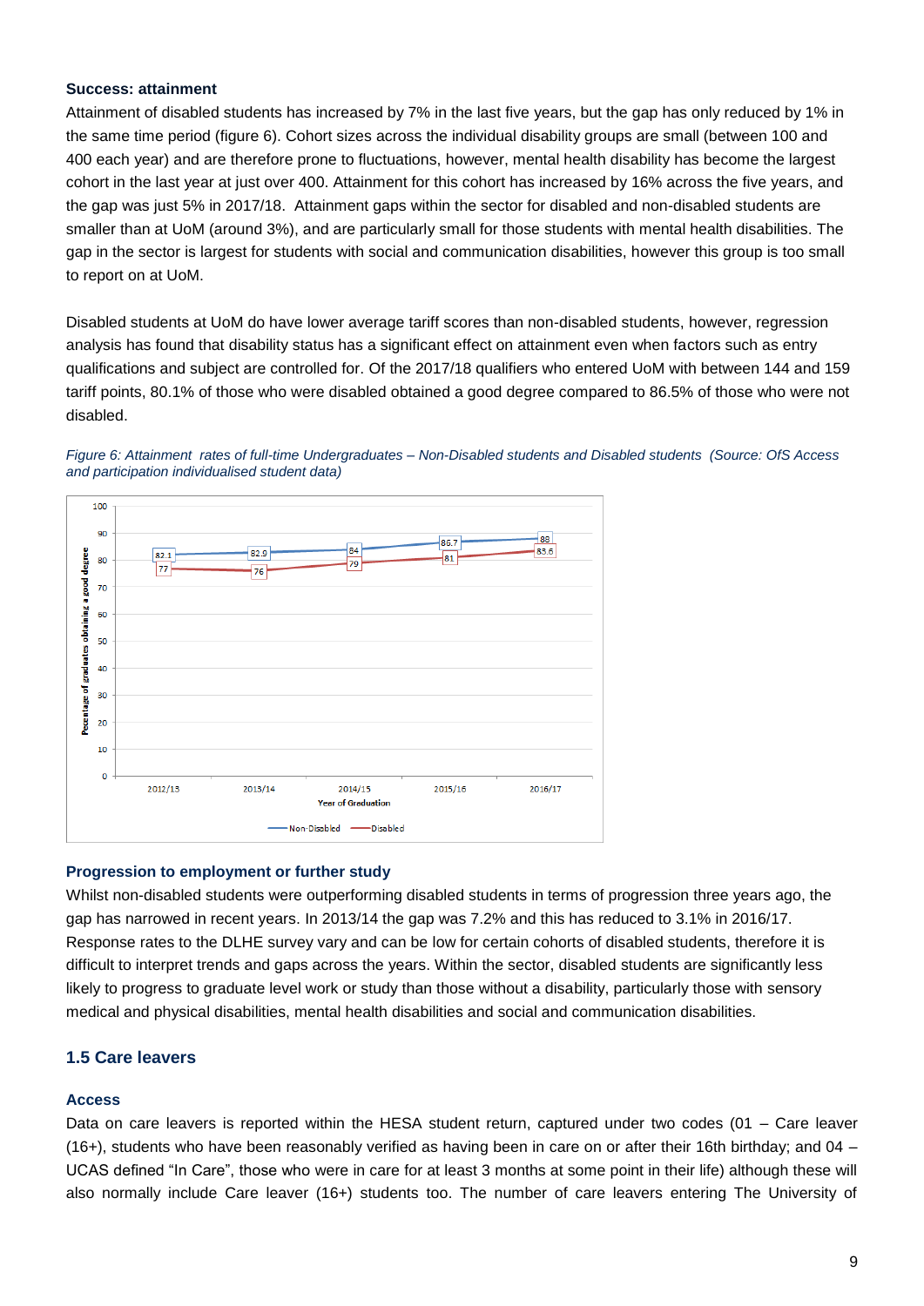### Success: attainment

Attainment of disabled students has increased by 7% in the last five years, but the gap has only reduced by 1% in the same time period (figure 6). Cohort sizes across the individual disability groups are small (between 100 and 400 each year) and are therefore prone to fluctuations, however, mental health disability has become the largest cohort in the last year at just over 400. Attainment for this cohort has increased by 16% across the five years, and the gap was just 5% in 2017/18. Attainment gaps within the sector for disabled and non-disabled students are smaller than at UoM (around 3%), and are particularly small for those students with mental health disabilities. The gap in the sector is largest for students with social and communication disabilities, however this group is too small to report on at UoM.

Disabled students at UoM do have lower average tariff scores than non-disabled students, however, regression analysis has found that disability status has a significant effect on attainment even when factors such as entry qualifications and subject are controlled for. Of the 2017/18 qualifiers who entered UoM with between 144 and 159 tariff points, 80.1% of those who were disabled obtained a good degree compared to 86.5% of those who were not disabled.

*Figure 6: Attainment rates of full-time Undergraduates – Non-Disabled students and Disabled students (Source: OfS Access and participation individualised student data)*

| Year of Graduation | Non-Disabled | Disabled |
|---|---|---|
| 2012/13 | 82.1 | 77 |
| 2013/14 | 82.9 | 76 |
| 2014/15 | 84 | 79 |
| 2015/16 | 86.7 | 81 |
| 2016/17 | 88 | 83.6 |

### Progression to employment or further study

Whilst non-disabled students were outperforming disabled students in terms of progression three years ago, the gap has narrowed in recent years. In 2013/14 the gap was 7.2% and this has reduced to 3.1% in 2016/17. Response rates to the DLHE survey vary and can be low for certain cohorts of disabled students, therefore it is difficult to interpret trends and gaps across the years. Within the sector, disabled students are significantly less likely to progress to graduate level work or study than those without a disability, particularly those with sensory medical and physical disabilities, mental health disabilities and social and communication disabilities.

## 1.5 Care leavers

### Access

Data on care leavers is reported within the HESA student return, captured under two codes (01 – Care leaver (16+), students who have been reasonably verified as having been in care on or after their 16th birthday; and 04 – UCAS defined "In Care", those who were in care for at least 3 months at some point in their life) although these will also normally include Care leaver (16+) students too. The number of care leavers entering The University of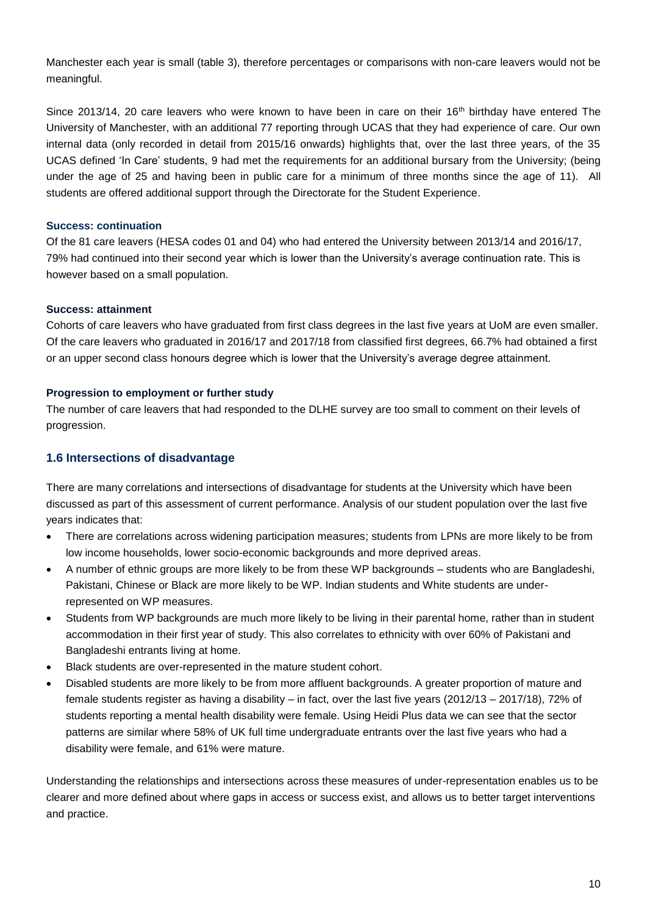Manchester each year is small (table 3), therefore percentages or comparisons with non-care leavers would not be meaningful.

Since 2013/14, 20 care leavers who were known to have been in care on their $16^{th}$ birthday have entered The University of Manchester, with an additional 77 reporting through UCAS that they had experience of care. Our own internal data (only recorded in detail from 2015/16 onwards) highlights that, over the last three years, of the 35 UCAS defined 'In Care' students, 9 had met the requirements for an additional bursary from the University; (being under the age of 25 and having been in public care for a minimum of three months since the age of 11). All students are offered additional support through the Directorate for the Student Experience.

#### Success: continuation

Of the 81 care leavers (HESA codes 01 and 04) who had entered the University between 2013/14 and 2016/17, 79% had continued into their second year which is lower than the University's average continuation rate. This is however based on a small population.

#### Success: attainment

Cohorts of care leavers who have graduated from first class degrees in the last five years at UoM are even smaller. Of the care leavers who graduated in 2016/17 and 2017/18 from classified first degrees, 66.7% had obtained a first or an upper second class honours degree which is lower that the University's average degree attainment.

#### Progression to employment or further study

The number of care leavers that had responded to the DLHE survey are too small to comment on their levels of progression.

### 1.6 Intersections of disadvantage

There are many correlations and intersections of disadvantage for students at the University which have been discussed as part of this assessment of current performance. Analysis of our student population over the last five years indicates that:

- There are correlations across widening participation measures; students from LPNs are more likely to be from low income households, lower socio-economic backgrounds and more deprived areas.
- A number of ethnic groups are more likely to be from these WP backgrounds – students who are Bangladeshi, Pakistani, Chinese or Black are more likely to be WP. Indian students and White students are under-represented on WP measures.
- Students from WP backgrounds are much more likely to be living in their parental home, rather than in student accommodation in their first year of study. This also correlates to ethnicity with over 60% of Pakistani and Bangladeshi entrants living at home.
- Black students are over-represented in the mature student cohort.
- Disabled students are more likely to be from more affluent backgrounds. A greater proportion of mature and female students register as having a disability – in fact, over the last five years (2012/13 – 2017/18), 72% of students reporting a mental health disability were female. Using Heidi Plus data we can see that the sector patterns are similar where 58% of UK full time undergraduate entrants over the last five years who had a disability were female, and 61% were mature.

Understanding the relationships and intersections across these measures of under-representation enables us to be clearer and more defined about where gaps in access or success exist, and allows us to better target interventions and practice.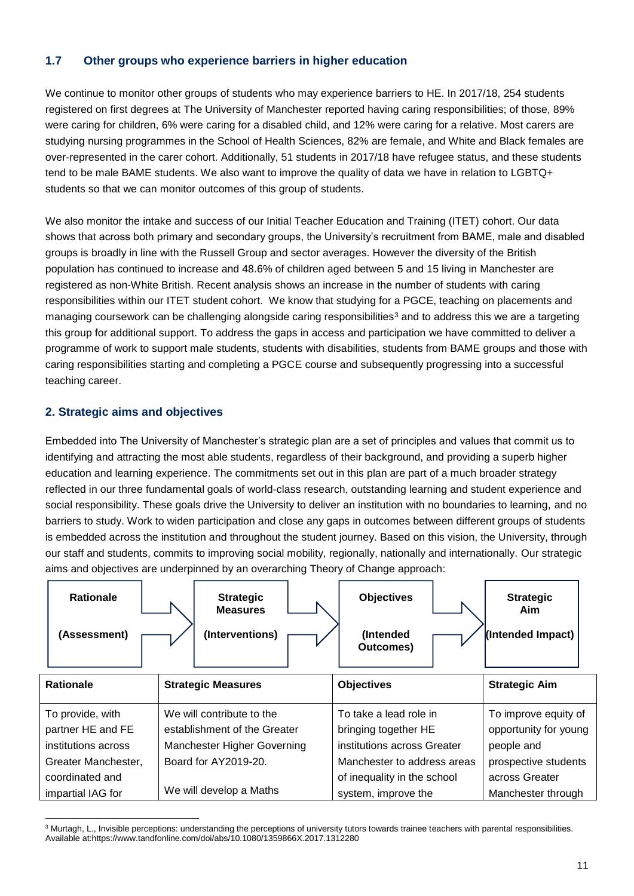### 1.7 Other groups who experience barriers in higher education

We continue to monitor other groups of students who may experience barriers to HE. In 2017/18, 254 students registered on first degrees at The University of Manchester reported having caring responsibilities; of those, 89% were caring for children, 6% were caring for a disabled child, and 12% were caring for a relative. Most carers are studying nursing programmes in the School of Health Sciences, 82% are female, and White and Black females are over-represented in the carer cohort. Additionally, 51 students in 2017/18 have refugee status, and these students tend to be male BAME students. We also want to improve the quality of data we have in relation to LGBTQ+ students so that we can monitor outcomes of this group of students.

We also monitor the intake and success of our Initial Teacher Education and Training (ITET) cohort. Our data shows that across both primary and secondary groups, the University's recruitment from BAME, male and disabled groups is broadly in line with the Russell Group and sector averages. However the diversity of the British population has continued to increase and 48.6% of children aged between 5 and 15 living in Manchester are registered as non-White British. Recent analysis shows an increase in the number of students with caring responsibilities within our ITET student cohort. We know that studying for a PGCE, teaching on placements and managing coursework can be challenging alongside caring responsibilities[3] and to address this we are a targeting this group for additional support. To address the gaps in access and participation we have committed to deliver a programme of work to support male students, students with disabilities, students from BAME groups and those with caring responsibilities starting and completing a PGCE course and subsequently progressing into a successful teaching career.

## 2. Strategic aims and objectives

Embedded into The University of Manchester's strategic plan are a set of principles and values that commit us to identifying and attracting the most able students, regardless of their background, and providing a superb higher education and learning experience. The commitments set out in this plan are part of a much broader strategy reflected in our three fundamental goals of world-class research, outstanding learning and student experience and social responsibility. These goals drive the University to deliver an institution with no boundaries to learning, and no barriers to study. Work to widen participation and close any gaps in outcomes between different groups of students is embedded across the institution and throughout the student journey. Based on this vision, the University, through our staff and students, commits to improving social mobility, regionally, nationally and internationally. Our strategic aims and objectives are underpinned by an overarching Theory of Change approach:

**Rationale (Assessment)** → **Strategic Measures (Interventions)** → **Objectives (Intended Outcomes)** → **Strategic Aim (Intended Impact)**

| Rationale | Strategic Measures | Objectives | Strategic Aim |
|---|---|---|---|
| To provide, with partner HE and FE institutions across Greater Manchester, coordinated and impartial IAG for | We will contribute to the establishment of the Greater Manchester Higher Governing Board for AY2019-20.<br><br>We will develop a Maths | To take a lead role in bringing together HE institutions across Greater Manchester to address areas of inequality in the school system, improve the | To improve equity of opportunity for young people and prospective students across Greater Manchester through |

[3] Murtagh, L., Invisible perceptions: understanding the perceptions of university tutors towards trainee teachers with parental responsibilities. Available at:https://www.tandfonline.com/doi/abs/10.1080/1359866X.2017.1312280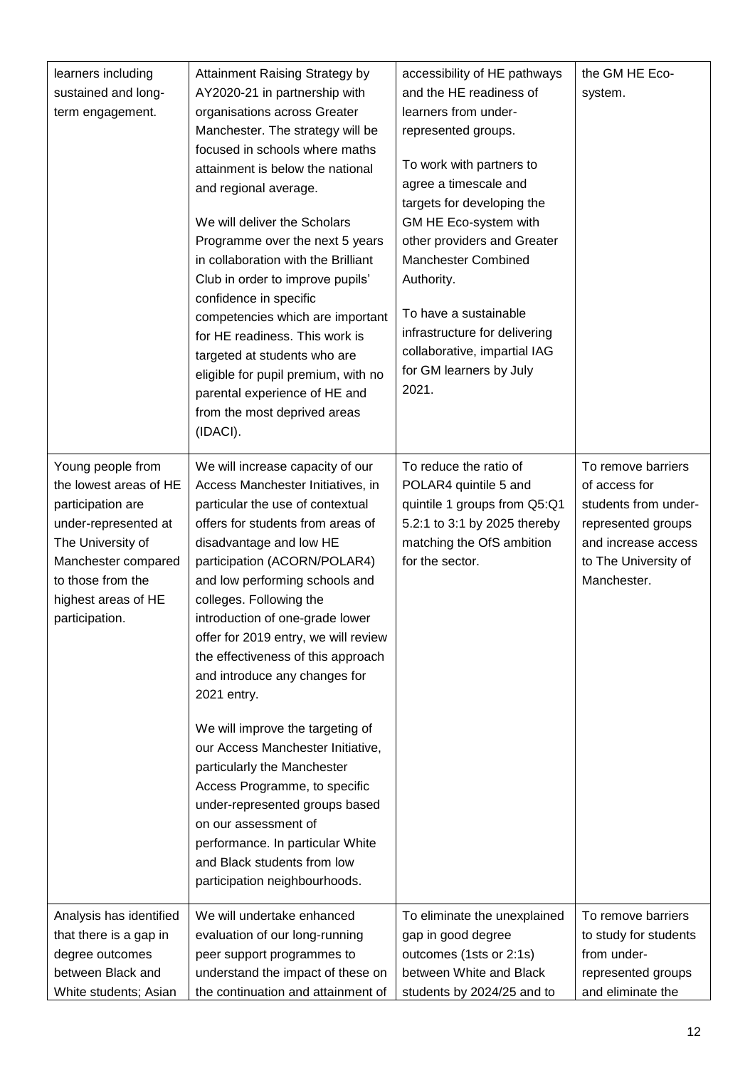| | | | |
|---|---|---|---|
| learners including sustained and long-term engagement. | Attainment Raising Strategy by AY2020-21 in partnership with organisations across Greater Manchester. The strategy will be focused in schools where maths attainment is below the national and regional average.<br><br>We will deliver the Scholars Programme over the next 5 years in collaboration with the Brilliant Club in order to improve pupils' confidence in specific competencies which are important for HE readiness. This work is targeted at students who are eligible for pupil premium, with no parental experience of HE and from the most deprived areas (IDACI). | accessibility of HE pathways and the HE readiness of learners from under-represented groups.<br><br>To work with partners to agree a timescale and targets for developing the GM HE Eco-system with other providers and Greater Manchester Combined Authority.<br><br>To have a sustainable infrastructure for delivering collaborative, impartial IAG for GM learners by July 2021. | the GM HE Eco-system. |
| Young people from the lowest areas of HE participation are under-represented at The University of Manchester compared to those from the highest areas of HE participation. | We will increase capacity of our Access Manchester Initiatives, in particular the use of contextual offers for students from areas of disadvantage and low HE participation (ACORN/POLAR4) and low performing schools and colleges. Following the introduction of one-grade lower offer for 2019 entry, we will review the effectiveness of this approach and introduce any changes for 2021 entry.<br><br>We will improve the targeting of our Access Manchester Initiative, particularly the Manchester Access Programme, to specific under-represented groups based on our assessment of performance. In particular White and Black students from low participation neighbourhoods. | To reduce the ratio of POLAR4 quintile 5 and quintile 1 groups from Q5:Q1 5.2:1 to 3:1 by 2025 thereby matching the OfS ambition for the sector. | To remove barriers of access for students from under-represented groups and increase access to The University of Manchester. |
| Analysis has identified that there is a gap in degree outcomes between Black and White students; Asian | We will undertake enhanced evaluation of our long-running peer support programmes to understand the impact of these on the continuation and attainment of | To eliminate the unexplained gap in good degree outcomes (1sts or 2:1s) between White and Black students by 2024/25 and to | To remove barriers to study for students from under-represented groups and eliminate the |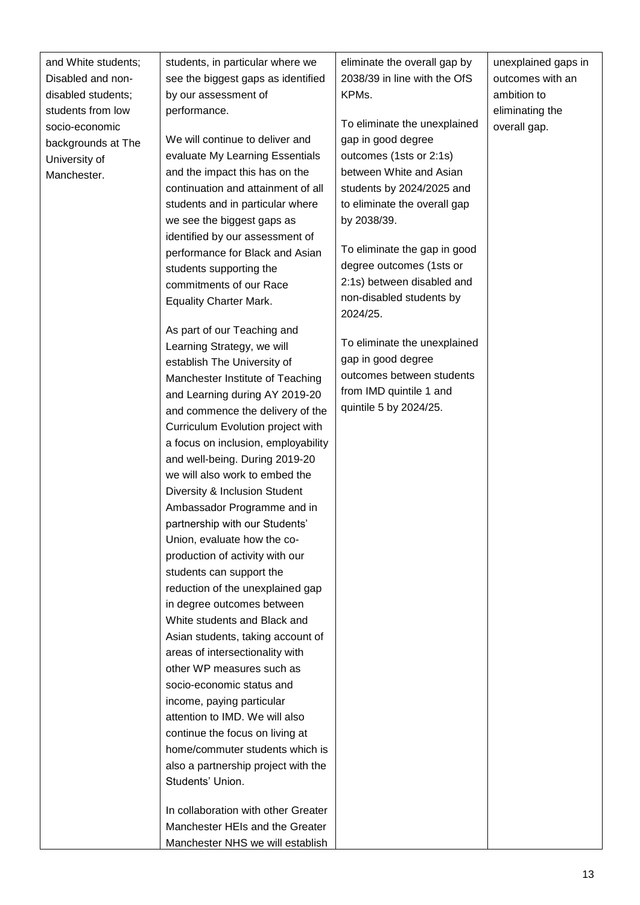| | | | |
|---|---|---|---|
| and White students; Disabled and non-disabled students; students from low socio-economic backgrounds at The University of Manchester. | students, in particular where we see the biggest gaps as identified by our assessment of performance.<br><br>We will continue to deliver and evaluate My Learning Essentials and the impact this has on the continuation and attainment of all students and in particular where we see the biggest gaps as identified by our assessment of performance for Black and Asian students supporting the commitments of our Race Equality Charter Mark.<br><br>As part of our Teaching and Learning Strategy, we will establish The University of Manchester Institute of Teaching and Learning during AY 2019-20 and commence the delivery of the Curriculum Evolution project with a focus on inclusion, employability and well-being. During 2019-20 we will also work to embed the Diversity & Inclusion Student Ambassador Programme and in partnership with our Students' Union, evaluate how the co-production of activity with our students can support the reduction of the unexplained gap in degree outcomes between White students and Black and Asian students, taking account of areas of intersectionality with other WP measures such as socio-economic status and income, paying particular attention to IMD. We will also continue the focus on living at home/commuter students which is also a partnership project with the Students' Union.<br><br>In collaboration with other Greater Manchester HEIs and the Greater Manchester NHS we will establish | eliminate the overall gap by 2038/39 in line with the OfS KPMs.<br><br>To eliminate the unexplained gap in good degree outcomes (1sts or 2:1s) between White and Asian students by 2024/2025 and to eliminate the overall gap by 2038/39.<br><br>To eliminate the gap in good degree outcomes (1sts or 2:1s) between disabled and non-disabled students by 2024/25.<br><br>To eliminate the unexplained gap in good degree outcomes between students from IMD quintile 1 and quintile 5 by 2024/25. | unexplained gaps in outcomes with an ambition to eliminating the overall gap. |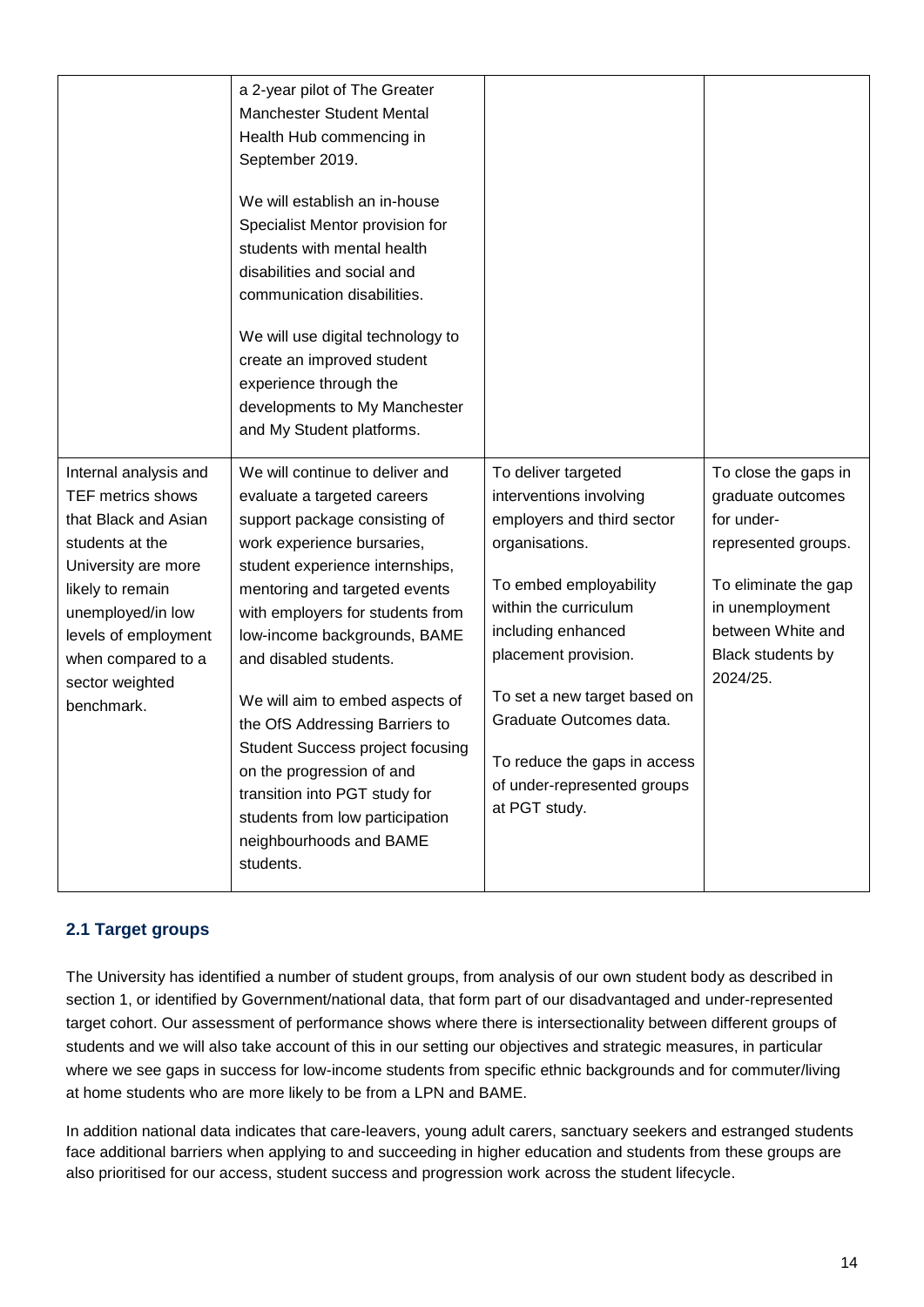| | | | |
|---|---|---|---|
| | a 2-year pilot of The Greater Manchester Student Mental Health Hub commencing in September 2019.<br><br>We will establish an in-house Specialist Mentor provision for students with mental health disabilities and social and communication disabilities.<br><br>We will use digital technology to create an improved student experience through the developments to My Manchester and My Student platforms. | | |
| Internal analysis and TEF metrics shows that Black and Asian students at the University are more likely to remain unemployed/in low levels of employment when compared to a sector weighted benchmark. | We will continue to deliver and evaluate a targeted careers support package consisting of work experience bursaries, student experience internships, mentoring and targeted events with employers for students from low-income backgrounds, BAME and disabled students.<br><br>We will aim to embed aspects of the OfS Addressing Barriers to Student Success project focusing on the progression of and transition into PGT study for students from low participation neighbourhoods and BAME students. | To deliver targeted interventions involving employers and third sector organisations.<br><br>To embed employability within the curriculum including enhanced placement provision.<br><br>To set a new target based on Graduate Outcomes data.<br><br>To reduce the gaps in access of under-represented groups at PGT study. | To close the gaps in graduate outcomes for under-represented groups.<br><br>To eliminate the gap in unemployment between White and Black students by 2024/25. |

### 2.1 Target groups

The University has identified a number of student groups, from analysis of our own student body as described in section 1, or identified by Government/national data, that form part of our disadvantaged and under-represented target cohort. Our assessment of performance shows where there is intersectionality between different groups of students and we will also take account of this in our setting our objectives and strategic measures, in particular where we see gaps in success for low-income students from specific ethnic backgrounds and for commuter/living at home students who are more likely to be from a LPN and BAME.

In addition national data indicates that care-leavers, young adult carers, sanctuary seekers and estranged students face additional barriers when applying to and succeeding in higher education and students from these groups are also prioritised for our access, student success and progression work across the student lifecycle.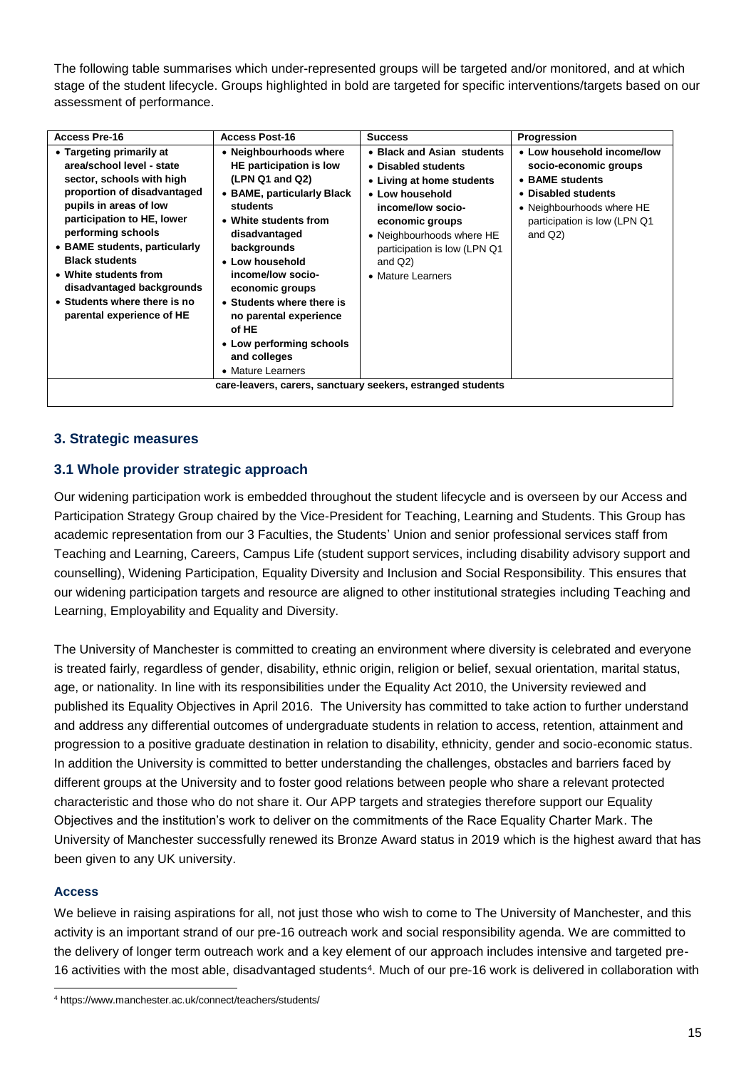The following table summarises which under-represented groups will be targeted and/or monitored, and at which stage of the student lifecycle. Groups highlighted in bold are targeted for specific interventions/targets based on our assessment of performance.

| Access Pre-16 | Access Post-16 | Success | Progression |
|---|---|---|---|
| • **Targeting primarily at area/school level - state sector, schools with high proportion of disadvantaged pupils in areas of low participation to HE, lower performing schools**<br>• **BAME students, particularly Black students**<br>• **White students from disadvantaged backgrounds**<br>• **Students where there is no parental experience of HE** | • **Neighbourhoods where HE participation is low (LPN Q1 and Q2)**<br>• **BAME, particularly Black students**<br>• **White students from disadvantaged backgrounds**<br>• **Low household income/low socio-economic groups**<br>• **Students where there is no parental experience of HE**<br>• **Low performing schools and colleges**<br>• Mature Learners | • **Black and Asian students**<br>• **Disabled students**<br>• **Living at home students**<br>• **Low household income/low socio-economic groups**<br>• Neighbourhoods where HE participation is low (LPN Q1 and Q2)<br>• Mature Learners | • **Low household income/low socio-economic groups**<br>• **BAME students**<br>• **Disabled students**<br>• Neighbourhoods where HE participation is low (LPN Q1 and Q2) |
| **care-leavers, carers, sanctuary seekers, estranged students** | | | |

## 3. Strategic measures

### 3.1 Whole provider strategic approach

Our widening participation work is embedded throughout the student lifecycle and is overseen by our Access and Participation Strategy Group chaired by the Vice-President for Teaching, Learning and Students. This Group has academic representation from our 3 Faculties, the Students' Union and senior professional services staff from Teaching and Learning, Careers, Campus Life (student support services, including disability advisory support and counselling), Widening Participation, Equality Diversity and Inclusion and Social Responsibility. This ensures that our widening participation targets and resource are aligned to other institutional strategies including Teaching and Learning, Employability and Equality and Diversity.

The University of Manchester is committed to creating an environment where diversity is celebrated and everyone is treated fairly, regardless of gender, disability, ethnic origin, religion or belief, sexual orientation, marital status, age, or nationality. In line with its responsibilities under the Equality Act 2010, the University reviewed and published its Equality Objectives in April 2016. The University has committed to take action to further understand and address any differential outcomes of undergraduate students in relation to access, retention, attainment and progression to a positive graduate destination in relation to disability, ethnicity, gender and socio-economic status. In addition the University is committed to better understanding the challenges, obstacles and barriers faced by different groups at the University and to foster good relations between people who share a relevant protected characteristic and those who do not share it. Our APP targets and strategies therefore support our Equality Objectives and the institution's work to deliver on the commitments of the Race Equality Charter Mark. The University of Manchester successfully renewed its Bronze Award status in 2019 which is the highest award that has been given to any UK university.

#### Access

We believe in raising aspirations for all, not just those who wish to come to The University of Manchester, and this activity is an important strand of our pre-16 outreach work and social responsibility agenda. We are committed to the delivery of longer term outreach work and a key element of our approach includes intensive and targeted pre-16 activities with the most able, disadvantaged students[4]. Much of our pre-16 work is delivered in collaboration with

[4] https://www.manchester.ac.uk/connect/teachers/students/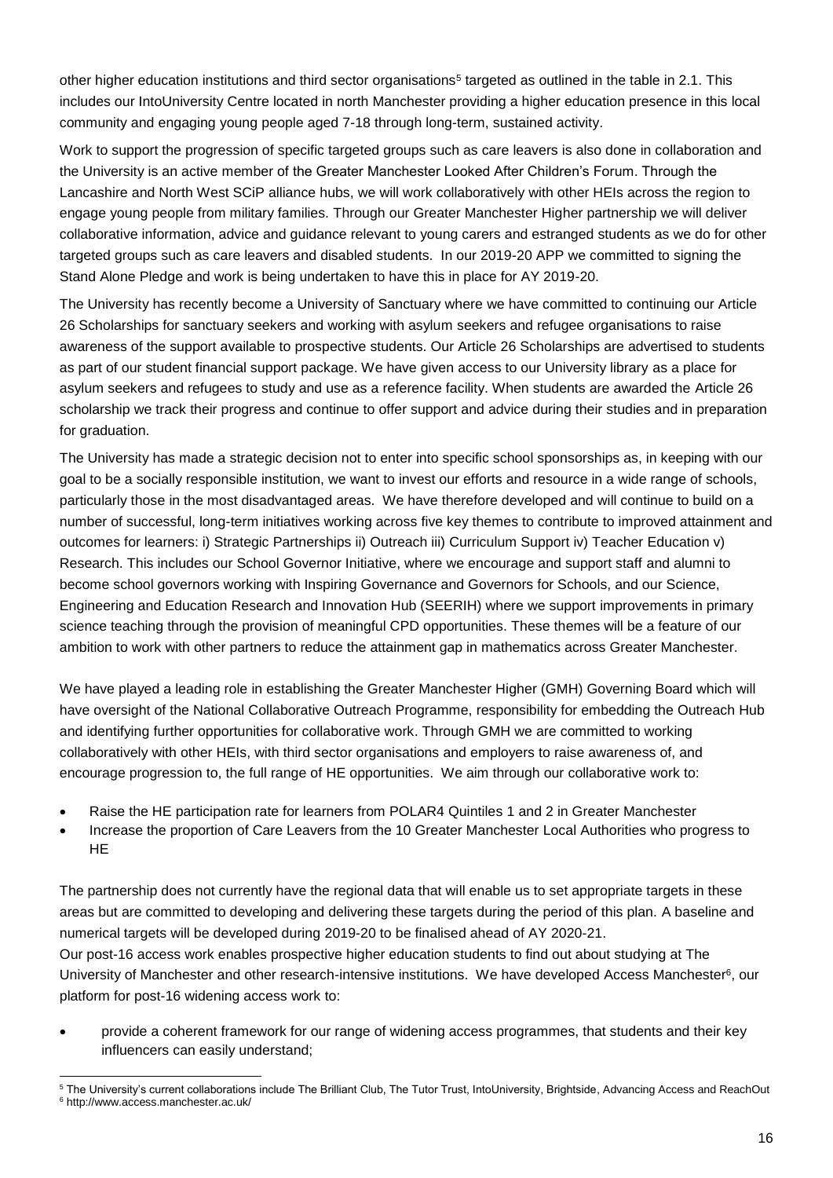other higher education institutions and third sector organisations[5] targeted as outlined in the table in 2.1. This includes our IntoUniversity Centre located in north Manchester providing a higher education presence in this local community and engaging young people aged 7-18 through long-term, sustained activity.

Work to support the progression of specific targeted groups such as care leavers is also done in collaboration and the University is an active member of the Greater Manchester Looked After Children's Forum. Through the Lancashire and North West SCiP alliance hubs, we will work collaboratively with other HEIs across the region to engage young people from military families. Through our Greater Manchester Higher partnership we will deliver collaborative information, advice and guidance relevant to young carers and estranged students as we do for other targeted groups such as care leavers and disabled students. In our 2019-20 APP we committed to signing the Stand Alone Pledge and work is being undertaken to have this in place for AY 2019-20.

The University has recently become a University of Sanctuary where we have committed to continuing our Article 26 Scholarships for sanctuary seekers and working with asylum seekers and refugee organisations to raise awareness of the support available to prospective students. Our Article 26 Scholarships are advertised to students as part of our student financial support package. We have given access to our University library as a place for asylum seekers and refugees to study and use as a reference facility. When students are awarded the Article 26 scholarship we track their progress and continue to offer support and advice during their studies and in preparation for graduation.

The University has made a strategic decision not to enter into specific school sponsorships as, in keeping with our goal to be a socially responsible institution, we want to invest our efforts and resource in a wide range of schools, particularly those in the most disadvantaged areas. We have therefore developed and will continue to build on a number of successful, long-term initiatives working across five key themes to contribute to improved attainment and outcomes for learners: i) Strategic Partnerships ii) Outreach iii) Curriculum Support iv) Teacher Education v) Research. This includes our School Governor Initiative, where we encourage and support staff and alumni to become school governors working with Inspiring Governance and Governors for Schools, and our Science, Engineering and Education Research and Innovation Hub (SEERIH) where we support improvements in primary science teaching through the provision of meaningful CPD opportunities. These themes will be a feature of our ambition to work with other partners to reduce the attainment gap in mathematics across Greater Manchester.

We have played a leading role in establishing the Greater Manchester Higher (GMH) Governing Board which will have oversight of the National Collaborative Outreach Programme, responsibility for embedding the Outreach Hub and identifying further opportunities for collaborative work. Through GMH we are committed to working collaboratively with other HEIs, with third sector organisations and employers to raise awareness of, and encourage progression to, the full range of HE opportunities. We aim through our collaborative work to:

- Raise the HE participation rate for learners from POLAR4 Quintiles 1 and 2 in Greater Manchester
- Increase the proportion of Care Leavers from the 10 Greater Manchester Local Authorities who progress to HE

The partnership does not currently have the regional data that will enable us to set appropriate targets in these areas but are committed to developing and delivering these targets during the period of this plan. A baseline and numerical targets will be developed during 2019-20 to be finalised ahead of AY 2020-21.

Our post-16 access work enables prospective higher education students to find out about studying at The University of Manchester and other research-intensive institutions. We have developed Access Manchester[6], our platform for post-16 widening access work to:

- provide a coherent framework for our range of widening access programmes, that students and their key influencers can easily understand;

---

[5] The University's current collaborations include The Brilliant Club, The Tutor Trust, IntoUniversity, Brightside, Advancing Access and ReachOut

[6] http://www.access.manchester.ac.uk/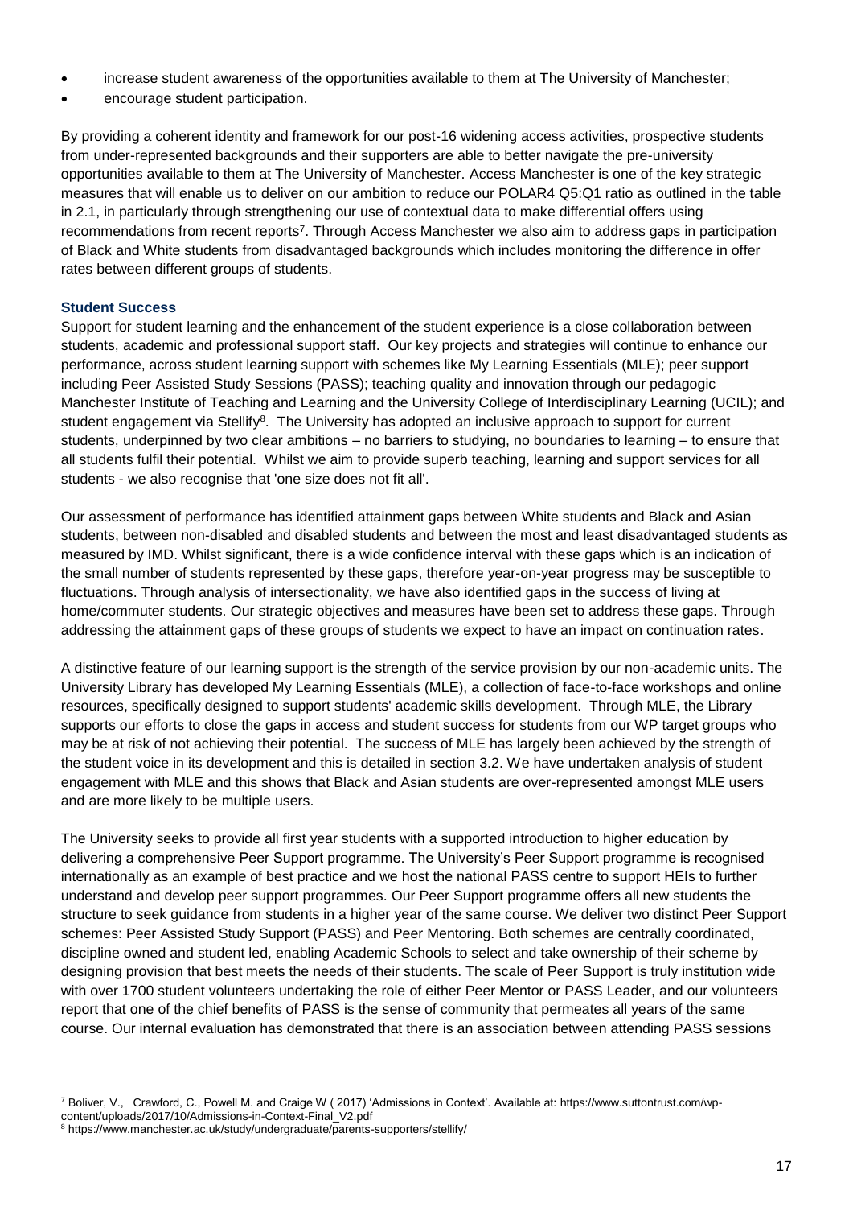- increase student awareness of the opportunities available to them at The University of Manchester;
- encourage student participation.

By providing a coherent identity and framework for our post-16 widening access activities, prospective students from under-represented backgrounds and their supporters are able to better navigate the pre-university opportunities available to them at The University of Manchester. Access Manchester is one of the key strategic measures that will enable us to deliver on our ambition to reduce our POLAR4 Q5:Q1 ratio as outlined in the table in 2.1, in particularly through strengthening our use of contextual data to make differential offers using recommendations from recent reports[7]. Through Access Manchester we also aim to address gaps in participation of Black and White students from disadvantaged backgrounds which includes monitoring the difference in offer rates between different groups of students.

### Student Success

Support for student learning and the enhancement of the student experience is a close collaboration between students, academic and professional support staff. Our key projects and strategies will continue to enhance our performance, across student learning support with schemes like My Learning Essentials (MLE); peer support including Peer Assisted Study Sessions (PASS); teaching quality and innovation through our pedagogic Manchester Institute of Teaching and Learning and the University College of Interdisciplinary Learning (UCIL); and student engagement via Stellify[8]. The University has adopted an inclusive approach to support for current students, underpinned by two clear ambitions – no barriers to studying, no boundaries to learning – to ensure that all students fulfil their potential. Whilst we aim to provide superb teaching, learning and support services for all students - we also recognise that 'one size does not fit all'.

Our assessment of performance has identified attainment gaps between White students and Black and Asian students, between non-disabled and disabled students and between the most and least disadvantaged students as measured by IMD. Whilst significant, there is a wide confidence interval with these gaps which is an indication of the small number of students represented by these gaps, therefore year-on-year progress may be susceptible to fluctuations. Through analysis of intersectionality, we have also identified gaps in the success of living at home/commuter students. Our strategic objectives and measures have been set to address these gaps. Through addressing the attainment gaps of these groups of students we expect to have an impact on continuation rates.

A distinctive feature of our learning support is the strength of the service provision by our non-academic units. The University Library has developed My Learning Essentials (MLE), a collection of face-to-face workshops and online resources, specifically designed to support students' academic skills development. Through MLE, the Library supports our efforts to close the gaps in access and student success for students from our WP target groups who may be at risk of not achieving their potential. The success of MLE has largely been achieved by the strength of the student voice in its development and this is detailed in section 3.2. We have undertaken analysis of student engagement with MLE and this shows that Black and Asian students are over-represented amongst MLE users and are more likely to be multiple users.

The University seeks to provide all first year students with a supported introduction to higher education by delivering a comprehensive Peer Support programme. The University's Peer Support programme is recognised internationally as an example of best practice and we host the national PASS centre to support HEIs to further understand and develop peer support programmes. Our Peer Support programme offers all new students the structure to seek guidance from students in a higher year of the same course. We deliver two distinct Peer Support schemes: Peer Assisted Study Support (PASS) and Peer Mentoring. Both schemes are centrally coordinated, discipline owned and student led, enabling Academic Schools to select and take ownership of their scheme by designing provision that best meets the needs of their students. The scale of Peer Support is truly institution wide with over 1700 student volunteers undertaking the role of either Peer Mentor or PASS Leader, and our volunteers report that one of the chief benefits of PASS is the sense of community that permeates all years of the same course. Our internal evaluation has demonstrated that there is an association between attending PASS sessions

---

[7] Boliver, V., Crawford, C., Powell M. and Craige W ( 2017) 'Admissions in Context'. Available at: https://www.suttontrust.com/wp-content/uploads/2017/10/Admissions-in-Context-Final_V2.pdf

[8] https://www.manchester.ac.uk/study/undergraduate/parents-supporters/stellify/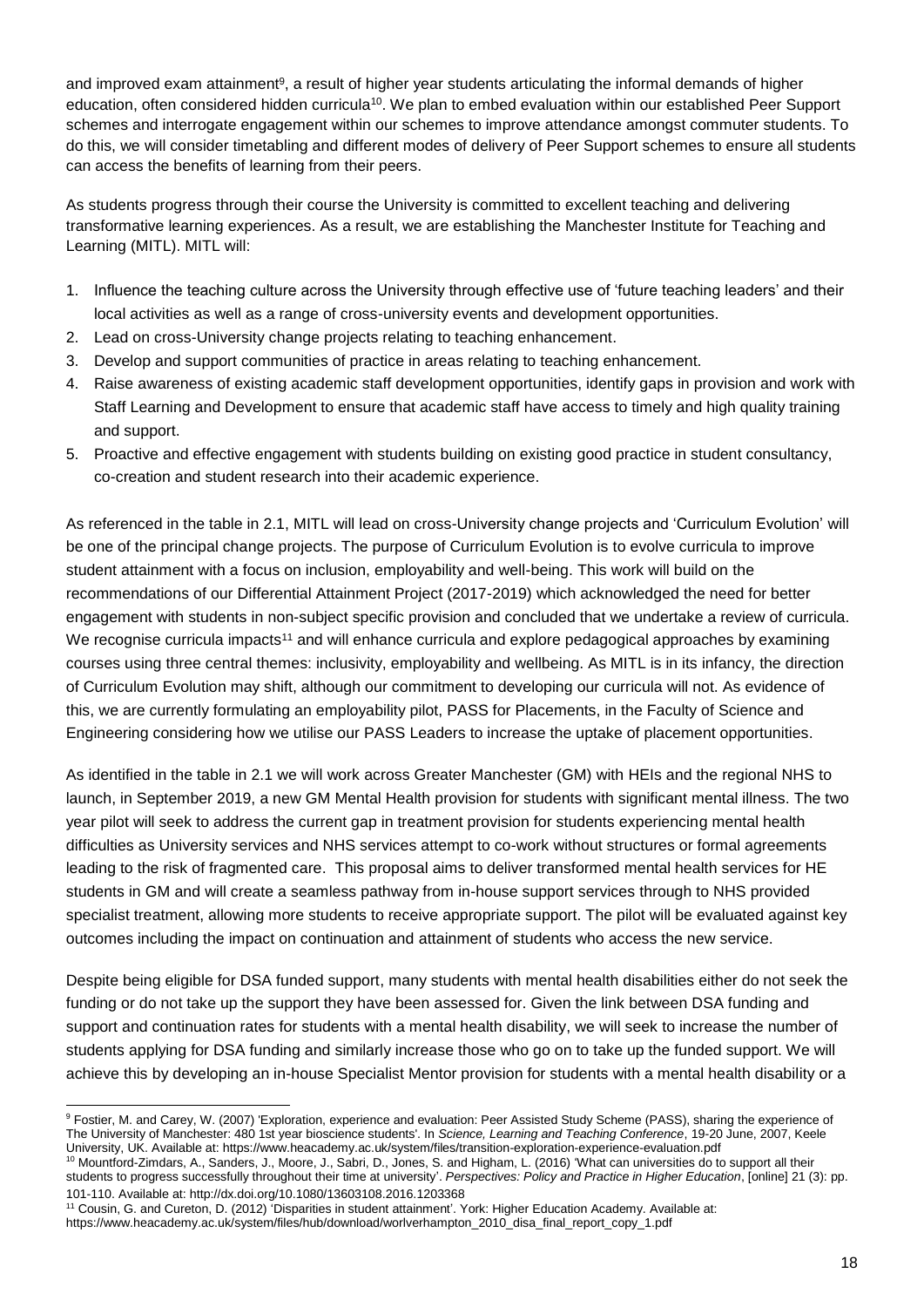and improved exam attainment[9], a result of higher year students articulating the informal demands of higher education, often considered hidden curricula[10]. We plan to embed evaluation within our established Peer Support schemes and interrogate engagement within our schemes to improve attendance amongst commuter students. To do this, we will consider timetabling and different modes of delivery of Peer Support schemes to ensure all students can access the benefits of learning from their peers.

As students progress through their course the University is committed to excellent teaching and delivering transformative learning experiences. As a result, we are establishing the Manchester Institute for Teaching and Learning (MITL). MITL will:

1. Influence the teaching culture across the University through effective use of 'future teaching leaders' and their local activities as well as a range of cross-university events and development opportunities.
2. Lead on cross-University change projects relating to teaching enhancement.
3. Develop and support communities of practice in areas relating to teaching enhancement.
4. Raise awareness of existing academic staff development opportunities, identify gaps in provision and work with Staff Learning and Development to ensure that academic staff have access to timely and high quality training and support.
5. Proactive and effective engagement with students building on existing good practice in student consultancy, co-creation and student research into their academic experience.

As referenced in the table in 2.1, MITL will lead on cross-University change projects and 'Curriculum Evolution' will be one of the principal change projects. The purpose of Curriculum Evolution is to evolve curricula to improve student attainment with a focus on inclusion, employability and well-being. This work will build on the recommendations of our Differential Attainment Project (2017-2019) which acknowledged the need for better engagement with students in non-subject specific provision and concluded that we undertake a review of curricula. We recognise curricula impacts[11] and will enhance curricula and explore pedagogical approaches by examining courses using three central themes: inclusivity, employability and wellbeing. As MITL is in its infancy, the direction of Curriculum Evolution may shift, although our commitment to developing our curricula will not. As evidence of this, we are currently formulating an employability pilot, PASS for Placements, in the Faculty of Science and Engineering considering how we utilise our PASS Leaders to increase the uptake of placement opportunities.

As identified in the table in 2.1 we will work across Greater Manchester (GM) with HEIs and the regional NHS to launch, in September 2019, a new GM Mental Health provision for students with significant mental illness. The two year pilot will seek to address the current gap in treatment provision for students experiencing mental health difficulties as University services and NHS services attempt to co-work without structures or formal agreements leading to the risk of fragmented care. This proposal aims to deliver transformed mental health services for HE students in GM and will create a seamless pathway from in-house support services through to NHS provided specialist treatment, allowing more students to receive appropriate support. The pilot will be evaluated against key outcomes including the impact on continuation and attainment of students who access the new service.

Despite being eligible for DSA funded support, many students with mental health disabilities either do not seek the funding or do not take up the support they have been assessed for. Given the link between DSA funding and support and continuation rates for students with a mental health disability, we will seek to increase the number of students applying for DSA funding and similarly increase those who go on to take up the funded support. We will achieve this by developing an in-house Specialist Mentor provision for students with a mental health disability or a

---

[9] Fostier, M. and Carey, W. (2007) 'Exploration, experience and evaluation: Peer Assisted Study Scheme (PASS), sharing the experience of The University of Manchester: 480 1st year bioscience students'. In *Science, Learning and Teaching Conference*, 19-20 June, 2007, Keele University, UK. Available at: https://www.heacademy.ac.uk/system/files/transition-exploration-experience-evaluation.pdf

[10] Mountford-Zimdars, A., Sanders, J., Moore, J., Sabri, D., Jones, S. and Higham, L. (2016) 'What can universities do to support all their students to progress successfully throughout their time at university'. *Perspectives: Policy and Practice in Higher Education*, [online] 21 (3): pp. 101-110. Available at: http://dx.doi.org/10.1080/13603108.2016.1203368

[11] Cousin, G. and Cureton, D. (2012) 'Disparities in student attainment'. York: Higher Education Academy. Available at: https://www.heacademy.ac.uk/system/files/hub/download/worlverhampton_2010_disa_final_report_copy_1.pdf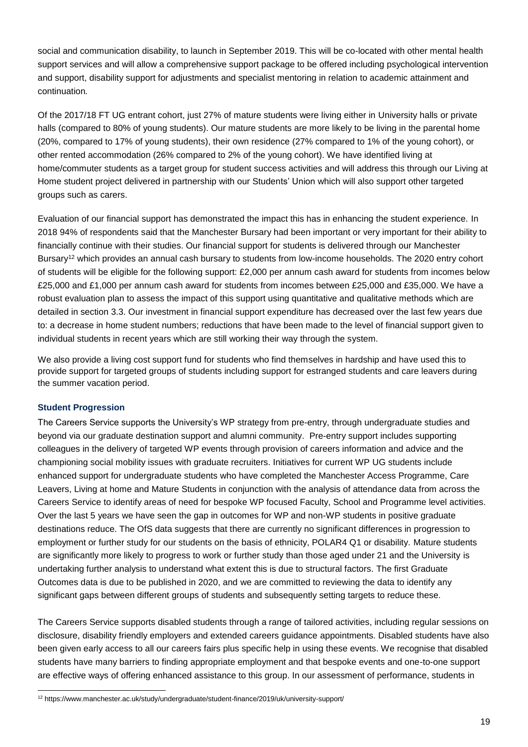social and communication disability, to launch in September 2019. This will be co-located with other mental health support services and will allow a comprehensive support package to be offered including psychological intervention and support, disability support for adjustments and specialist mentoring in relation to academic attainment and continuation*.*

Of the 2017/18 FT UG entrant cohort, just 27% of mature students were living either in University halls or private halls (compared to 80% of young students). Our mature students are more likely to be living in the parental home (20%, compared to 17% of young students), their own residence (27% compared to 1% of the young cohort), or other rented accommodation (26% compared to 2% of the young cohort). We have identified living at home/commuter students as a target group for student success activities and will address this through our Living at Home student project delivered in partnership with our Students' Union which will also support other targeted groups such as carers.

Evaluation of our financial support has demonstrated the impact this has in enhancing the student experience. In 2018 94% of respondents said that the Manchester Bursary had been important or very important for their ability to financially continue with their studies. Our financial support for students is delivered through our Manchester Bursary[12] which provides an annual cash bursary to students from low-income households. The 2020 entry cohort of students will be eligible for the following support: £2,000 per annum cash award for students from incomes below £25,000 and £1,000 per annum cash award for students from incomes between £25,000 and £35,000. We have a robust evaluation plan to assess the impact of this support using quantitative and qualitative methods which are detailed in section 3.3. Our investment in financial support expenditure has decreased over the last few years due to: a decrease in home student numbers; reductions that have been made to the level of financial support given to individual students in recent years which are still working their way through the system.

We also provide a living cost support fund for students who find themselves in hardship and have used this to provide support for targeted groups of students including support for estranged students and care leavers during the summer vacation period.

### Student Progression

The Careers Service supports the University's WP strategy from pre-entry, through undergraduate studies and beyond via our graduate destination support and alumni community. Pre-entry support includes supporting colleagues in the delivery of targeted WP events through provision of careers information and advice and the championing social mobility issues with graduate recruiters. Initiatives for current WP UG students include enhanced support for undergraduate students who have completed the Manchester Access Programme, Care Leavers, Living at home and Mature Students in conjunction with the analysis of attendance data from across the Careers Service to identify areas of need for bespoke WP focused Faculty, School and Programme level activities. Over the last 5 years we have seen the gap in outcomes for WP and non-WP students in positive graduate destinations reduce. The OfS data suggests that there are currently no significant differences in progression to employment or further study for our students on the basis of ethnicity, POLAR4 Q1 or disability. Mature students are significantly more likely to progress to work or further study than those aged under 21 and the University is undertaking further analysis to understand what extent this is due to structural factors. The first Graduate Outcomes data is due to be published in 2020, and we are committed to reviewing the data to identify any significant gaps between different groups of students and subsequently setting targets to reduce these.

The Careers Service supports disabled students through a range of tailored activities, including regular sessions on disclosure, disability friendly employers and extended careers guidance appointments. Disabled students have also been given early access to all our careers fairs plus specific help in using these events. We recognise that disabled students have many barriers to finding appropriate employment and that bespoke events and one-to-one support are effective ways of offering enhanced assistance to this group. In our assessment of performance, students in

---

[12] https://www.manchester.ac.uk/study/undergraduate/student-finance/2019/uk/university-support/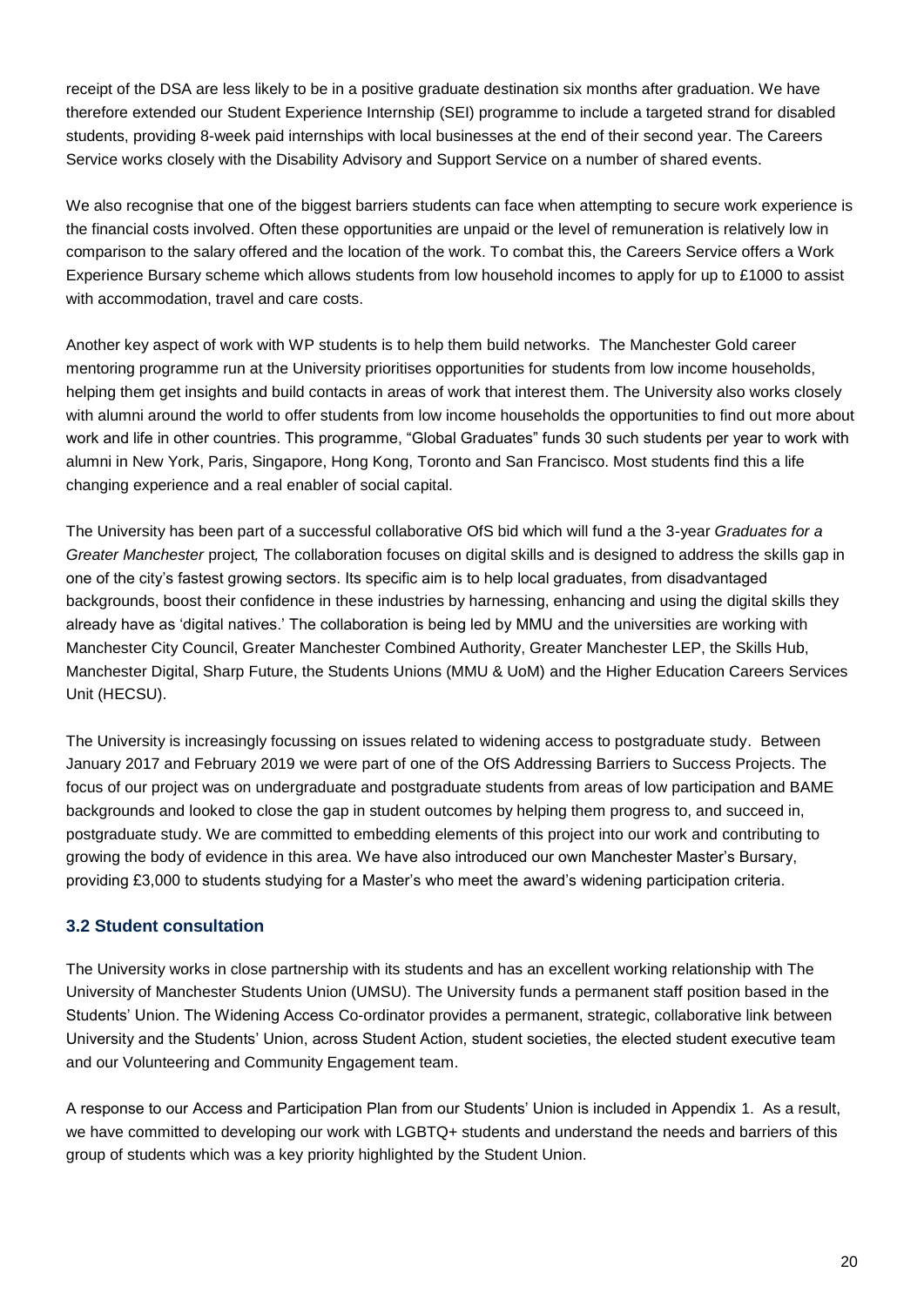receipt of the DSA are less likely to be in a positive graduate destination six months after graduation. We have therefore extended our Student Experience Internship (SEI) programme to include a targeted strand for disabled students, providing 8-week paid internships with local businesses at the end of their second year. The Careers Service works closely with the Disability Advisory and Support Service on a number of shared events.

We also recognise that one of the biggest barriers students can face when attempting to secure work experience is the financial costs involved. Often these opportunities are unpaid or the level of remuneration is relatively low in comparison to the salary offered and the location of the work. To combat this, the Careers Service offers a Work Experience Bursary scheme which allows students from low household incomes to apply for up to £1000 to assist with accommodation, travel and care costs.

Another key aspect of work with WP students is to help them build networks. The Manchester Gold career mentoring programme run at the University prioritises opportunities for students from low income households, helping them get insights and build contacts in areas of work that interest them. The University also works closely with alumni around the world to offer students from low income households the opportunities to find out more about work and life in other countries. This programme, "Global Graduates" funds 30 such students per year to work with alumni in New York, Paris, Singapore, Hong Kong, Toronto and San Francisco. Most students find this a life changing experience and a real enabler of social capital.

The University has been part of a successful collaborative OfS bid which will fund a the 3-year *Graduates for a Greater Manchester* project*,* The collaboration focuses on digital skills and is designed to address the skills gap in one of the city's fastest growing sectors. Its specific aim is to help local graduates, from disadvantaged backgrounds, boost their confidence in these industries by harnessing, enhancing and using the digital skills they already have as 'digital natives.' The collaboration is being led by MMU and the universities are working with Manchester City Council, Greater Manchester Combined Authority, Greater Manchester LEP, the Skills Hub, Manchester Digital, Sharp Future, the Students Unions (MMU & UoM) and the Higher Education Careers Services Unit (HECSU).

The University is increasingly focussing on issues related to widening access to postgraduate study. Between January 2017 and February 2019 we were part of one of the OfS Addressing Barriers to Success Projects. The focus of our project was on undergraduate and postgraduate students from areas of low participation and BAME backgrounds and looked to close the gap in student outcomes by helping them progress to, and succeed in, postgraduate study. We are committed to embedding elements of this project into our work and contributing to growing the body of evidence in this area. We have also introduced our own Manchester Master's Bursary, providing £3,000 to students studying for a Master's who meet the award's widening participation criteria.

### 3.2 Student consultation

The University works in close partnership with its students and has an excellent working relationship with The University of Manchester Students Union (UMSU). The University funds a permanent staff position based in the Students' Union. The Widening Access Co-ordinator provides a permanent, strategic, collaborative link between University and the Students' Union, across Student Action, student societies, the elected student executive team and our Volunteering and Community Engagement team.

A response to our Access and Participation Plan from our Students' Union is included in Appendix 1. As a result, we have committed to developing our work with LGBTQ+ students and understand the needs and barriers of this group of students which was a key priority highlighted by the Student Union.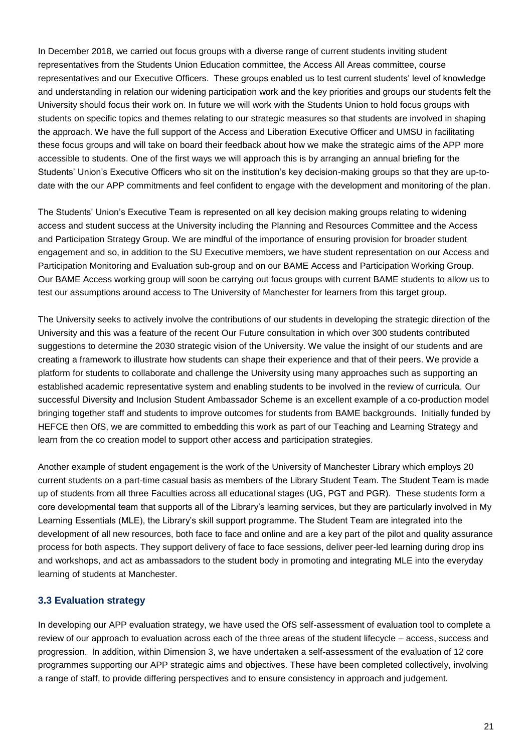In December 2018, we carried out focus groups with a diverse range of current students inviting student representatives from the Students Union Education committee, the Access All Areas committee, course representatives and our Executive Officers. These groups enabled us to test current students' level of knowledge and understanding in relation our widening participation work and the key priorities and groups our students felt the University should focus their work on. In future we will work with the Students Union to hold focus groups with students on specific topics and themes relating to our strategic measures so that students are involved in shaping the approach. We have the full support of the Access and Liberation Executive Officer and UMSU in facilitating these focus groups and will take on board their feedback about how we make the strategic aims of the APP more accessible to students. One of the first ways we will approach this is by arranging an annual briefing for the Students' Union's Executive Officers who sit on the institution's key decision-making groups so that they are up-to-date with the our APP commitments and feel confident to engage with the development and monitoring of the plan.

The Students' Union's Executive Team is represented on all key decision making groups relating to widening access and student success at the University including the Planning and Resources Committee and the Access and Participation Strategy Group. We are mindful of the importance of ensuring provision for broader student engagement and so, in addition to the SU Executive members, we have student representation on our Access and Participation Monitoring and Evaluation sub-group and on our BAME Access and Participation Working Group. Our BAME Access working group will soon be carrying out focus groups with current BAME students to allow us to test our assumptions around access to The University of Manchester for learners from this target group.

The University seeks to actively involve the contributions of our students in developing the strategic direction of the University and this was a feature of the recent Our Future consultation in which over 300 students contributed suggestions to determine the 2030 strategic vision of the University. We value the insight of our students and are creating a framework to illustrate how students can shape their experience and that of their peers. We provide a platform for students to collaborate and challenge the University using many approaches such as supporting an established academic representative system and enabling students to be involved in the review of curricula. Our successful Diversity and Inclusion Student Ambassador Scheme is an excellent example of a co-production model bringing together staff and students to improve outcomes for students from BAME backgrounds. Initially funded by HEFCE then OfS, we are committed to embedding this work as part of our Teaching and Learning Strategy and learn from the co creation model to support other access and participation strategies.

Another example of student engagement is the work of the University of Manchester Library which employs 20 current students on a part-time casual basis as members of the Library Student Team. The Student Team is made up of students from all three Faculties across all educational stages (UG, PGT and PGR). These students form a core developmental team that supports all of the Library's learning services, but they are particularly involved in My Learning Essentials (MLE), the Library's skill support programme. The Student Team are integrated into the development of all new resources, both face to face and online and are a key part of the pilot and quality assurance process for both aspects. They support delivery of face to face sessions, deliver peer-led learning during drop ins and workshops, and act as ambassadors to the student body in promoting and integrating MLE into the everyday learning of students at Manchester.

### 3.3 Evaluation strategy

In developing our APP evaluation strategy, we have used the OfS self-assessment of evaluation tool to complete a review of our approach to evaluation across each of the three areas of the student lifecycle – access, success and progression. In addition, within Dimension 3, we have undertaken a self-assessment of the evaluation of 12 core programmes supporting our APP strategic aims and objectives. These have been completed collectively, involving a range of staff, to provide differing perspectives and to ensure consistency in approach and judgement.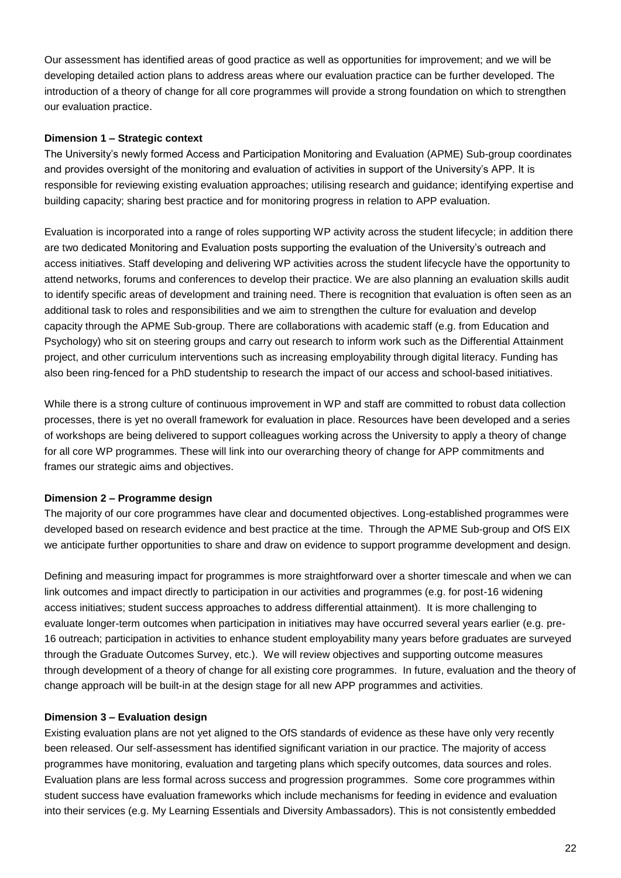Our assessment has identified areas of good practice as well as opportunities for improvement; and we will be developing detailed action plans to address areas where our evaluation practice can be further developed. The introduction of a theory of change for all core programmes will provide a strong foundation on which to strengthen our evaluation practice.

**Dimension 1 – Strategic context**

The University's newly formed Access and Participation Monitoring and Evaluation (APME) Sub-group coordinates and provides oversight of the monitoring and evaluation of activities in support of the University's APP. It is responsible for reviewing existing evaluation approaches; utilising research and guidance; identifying expertise and building capacity; sharing best practice and for monitoring progress in relation to APP evaluation.

Evaluation is incorporated into a range of roles supporting WP activity across the student lifecycle; in addition there are two dedicated Monitoring and Evaluation posts supporting the evaluation of the University's outreach and access initiatives. Staff developing and delivering WP activities across the student lifecycle have the opportunity to attend networks, forums and conferences to develop their practice. We are also planning an evaluation skills audit to identify specific areas of development and training need. There is recognition that evaluation is often seen as an additional task to roles and responsibilities and we aim to strengthen the culture for evaluation and develop capacity through the APME Sub-group. There are collaborations with academic staff (e.g. from Education and Psychology) who sit on steering groups and carry out research to inform work such as the Differential Attainment project, and other curriculum interventions such as increasing employability through digital literacy. Funding has also been ring-fenced for a PhD studentship to research the impact of our access and school-based initiatives.

While there is a strong culture of continuous improvement in WP and staff are committed to robust data collection processes, there is yet no overall framework for evaluation in place. Resources have been developed and a series of workshops are being delivered to support colleagues working across the University to apply a theory of change for all core WP programmes. These will link into our overarching theory of change for APP commitments and frames our strategic aims and objectives.

**Dimension 2 – Programme design**

The majority of our core programmes have clear and documented objectives. Long-established programmes were developed based on research evidence and best practice at the time. Through the APME Sub-group and OfS EIX we anticipate further opportunities to share and draw on evidence to support programme development and design.

Defining and measuring impact for programmes is more straightforward over a shorter timescale and when we can link outcomes and impact directly to participation in our activities and programmes (e.g. for post-16 widening access initiatives; student success approaches to address differential attainment). It is more challenging to evaluate longer-term outcomes when participation in initiatives may have occurred several years earlier (e.g. pre-16 outreach; participation in activities to enhance student employability many years before graduates are surveyed through the Graduate Outcomes Survey, etc.). We will review objectives and supporting outcome measures through development of a theory of change for all existing core programmes. In future, evaluation and the theory of change approach will be built-in at the design stage for all new APP programmes and activities.

**Dimension 3 – Evaluation design**

Existing evaluation plans are not yet aligned to the OfS standards of evidence as these have only very recently been released. Our self-assessment has identified significant variation in our practice. The majority of access programmes have monitoring, evaluation and targeting plans which specify outcomes, data sources and roles. Evaluation plans are less formal across success and progression programmes. Some core programmes within student success have evaluation frameworks which include mechanisms for feeding in evidence and evaluation into their services (e.g. My Learning Essentials and Diversity Ambassadors). This is not consistently embedded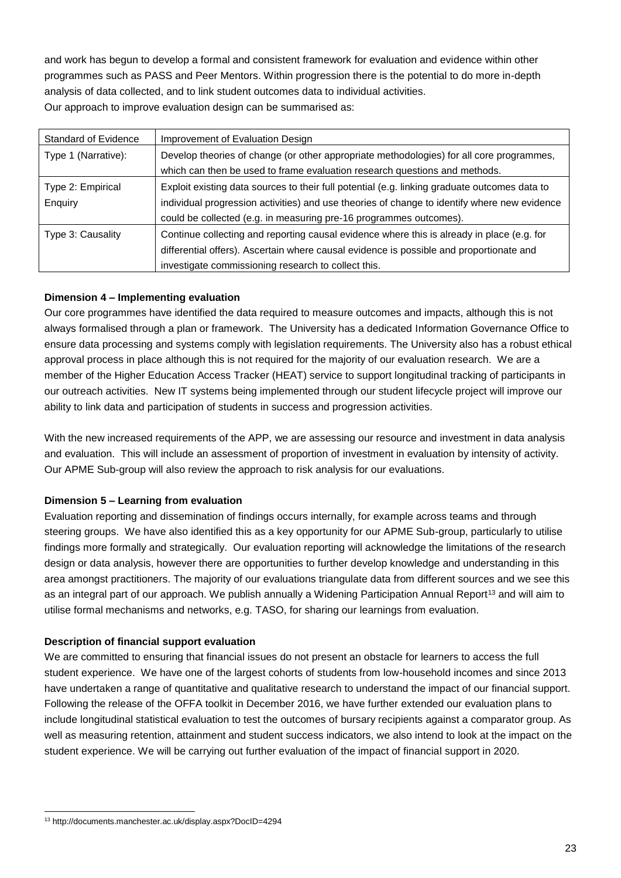and work has begun to develop a formal and consistent framework for evaluation and evidence within other programmes such as PASS and Peer Mentors. Within progression there is the potential to do more in-depth analysis of data collected, and to link student outcomes data to individual activities.

Our approach to improve evaluation design can be summarised as:

| Standard of Evidence | Improvement of Evaluation Design |
|---|---|
| Type 1 (Narrative): | Develop theories of change (or other appropriate methodologies) for all core programmes, which can then be used to frame evaluation research questions and methods. |
| Type 2: Empirical Enquiry | Exploit existing data sources to their full potential (e.g. linking graduate outcomes data to individual progression activities) and use theories of change to identify where new evidence could be collected (e.g. in measuring pre-16 programmes outcomes). |
| Type 3: Causality | Continue collecting and reporting causal evidence where this is already in place (e.g. for differential offers). Ascertain where causal evidence is possible and proportionate and investigate commissioning research to collect this. |

**Dimension 4 – Implementing evaluation**

Our core programmes have identified the data required to measure outcomes and impacts, although this is not always formalised through a plan or framework. The University has a dedicated Information Governance Office to ensure data processing and systems comply with legislation requirements. The University also has a robust ethical approval process in place although this is not required for the majority of our evaluation research. We are a member of the Higher Education Access Tracker (HEAT) service to support longitudinal tracking of participants in our outreach activities. New IT systems being implemented through our student lifecycle project will improve our ability to link data and participation of students in success and progression activities.

With the new increased requirements of the APP, we are assessing our resource and investment in data analysis and evaluation. This will include an assessment of proportion of investment in evaluation by intensity of activity. Our APME Sub-group will also review the approach to risk analysis for our evaluations.

**Dimension 5 – Learning from evaluation**

Evaluation reporting and dissemination of findings occurs internally, for example across teams and through steering groups. We have also identified this as a key opportunity for our APME Sub-group, particularly to utilise findings more formally and strategically. Our evaluation reporting will acknowledge the limitations of the research design or data analysis, however there are opportunities to further develop knowledge and understanding in this area amongst practitioners. The majority of our evaluations triangulate data from different sources and we see this as an integral part of our approach. We publish annually a Widening Participation Annual Report[13] and will aim to utilise formal mechanisms and networks, e.g. TASO, for sharing our learnings from evaluation.

**Description of financial support evaluation**

We are committed to ensuring that financial issues do not present an obstacle for learners to access the full student experience. We have one of the largest cohorts of students from low-household incomes and since 2013 have undertaken a range of quantitative and qualitative research to understand the impact of our financial support. Following the release of the OFFA toolkit in December 2016, we have further extended our evaluation plans to include longitudinal statistical evaluation to test the outcomes of bursary recipients against a comparator group. As well as measuring retention, attainment and student success indicators, we also intend to look at the impact on the student experience. We will be carrying out further evaluation of the impact of financial support in 2020.

[13] http://documents.manchester.ac.uk/display.aspx?DocID=4294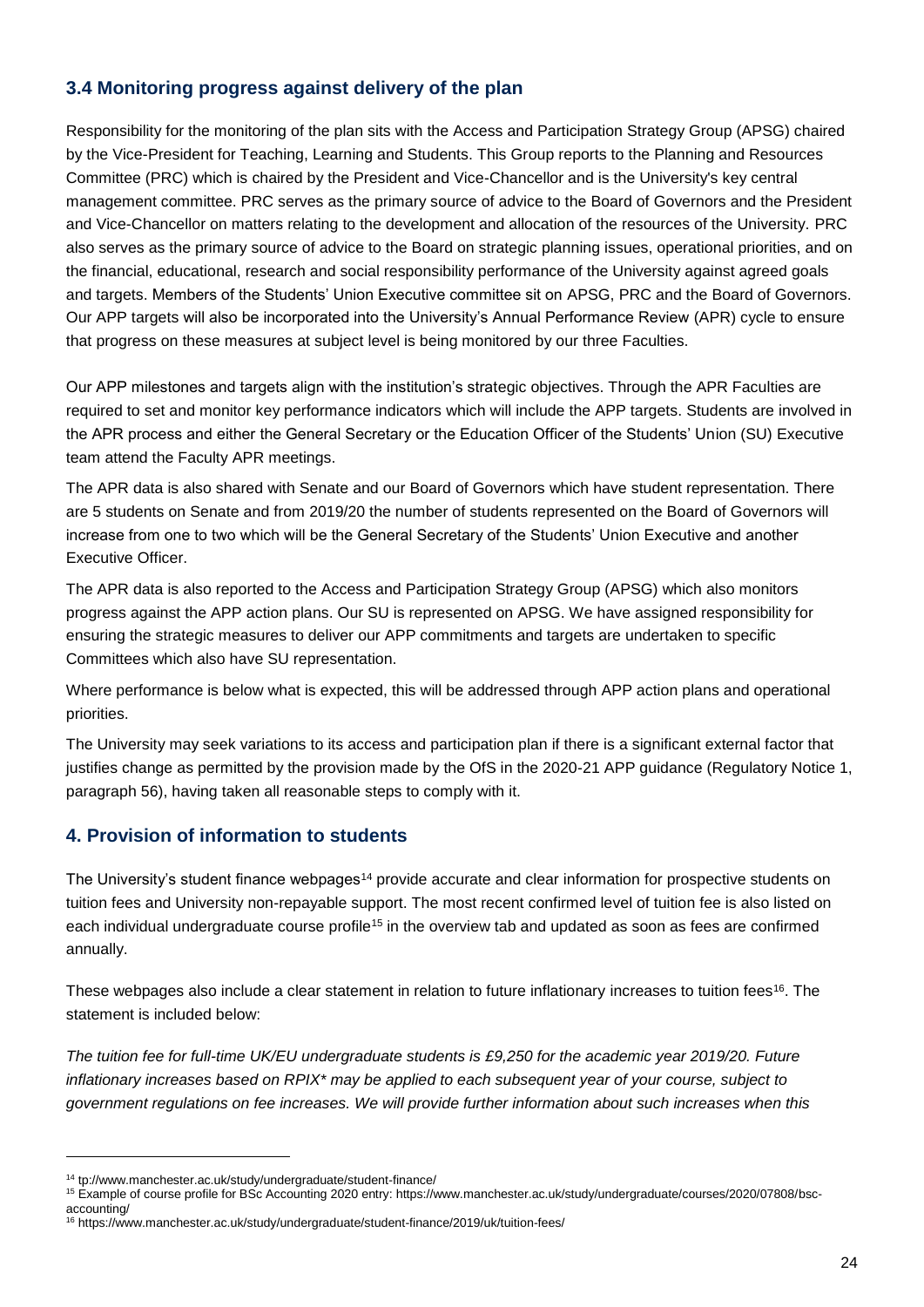## 3.4 Monitoring progress against delivery of the plan

Responsibility for the monitoring of the plan sits with the Access and Participation Strategy Group (APSG) chaired by the Vice-President for Teaching, Learning and Students. This Group reports to the Planning and Resources Committee (PRC) which is chaired by the President and Vice-Chancellor and is the University's key central management committee. PRC serves as the primary source of advice to the Board of Governors and the President and Vice-Chancellor on matters relating to the development and allocation of the resources of the University. PRC also serves as the primary source of advice to the Board on strategic planning issues, operational priorities, and on the financial, educational, research and social responsibility performance of the University against agreed goals and targets. Members of the Students' Union Executive committee sit on APSG, PRC and the Board of Governors. Our APP targets will also be incorporated into the University's Annual Performance Review (APR) cycle to ensure that progress on these measures at subject level is being monitored by our three Faculties.

Our APP milestones and targets align with the institution's strategic objectives. Through the APR Faculties are required to set and monitor key performance indicators which will include the APP targets. Students are involved in the APR process and either the General Secretary or the Education Officer of the Students' Union (SU) Executive team attend the Faculty APR meetings.

The APR data is also shared with Senate and our Board of Governors which have student representation. There are 5 students on Senate and from 2019/20 the number of students represented on the Board of Governors will increase from one to two which will be the General Secretary of the Students' Union Executive and another Executive Officer.

The APR data is also reported to the Access and Participation Strategy Group (APSG) which also monitors progress against the APP action plans. Our SU is represented on APSG. We have assigned responsibility for ensuring the strategic measures to deliver our APP commitments and targets are undertaken to specific Committees which also have SU representation.

Where performance is below what is expected, this will be addressed through APP action plans and operational priorities.

The University may seek variations to its access and participation plan if there is a significant external factor that justifies change as permitted by the provision made by the OfS in the 2020-21 APP guidance (Regulatory Notice 1, paragraph 56), having taken all reasonable steps to comply with it.

## 4. Provision of information to students

The University's student finance webpages[14] provide accurate and clear information for prospective students on tuition fees and University non-repayable support. The most recent confirmed level of tuition fee is also listed on each individual undergraduate course profile[15] in the overview tab and updated as soon as fees are confirmed annually.

These webpages also include a clear statement in relation to future inflationary increases to tuition fees[16]. The statement is included below:

*The tuition fee for full-time UK/EU undergraduate students is £9,250 for the academic year 2019/20. Future inflationary increases based on RPIX\* may be applied to each subsequent year of your course, subject to government regulations on fee increases. We will provide further information about such increases when this*

---

[14] tp://www.manchester.ac.uk/study/undergraduate/student-finance/

[15] Example of course profile for BSc Accounting 2020 entry: https://www.manchester.ac.uk/study/undergraduate/courses/2020/07808/bsc-accounting/

[16] https://www.manchester.ac.uk/study/undergraduate/student-finance/2019/uk/tuition-fees/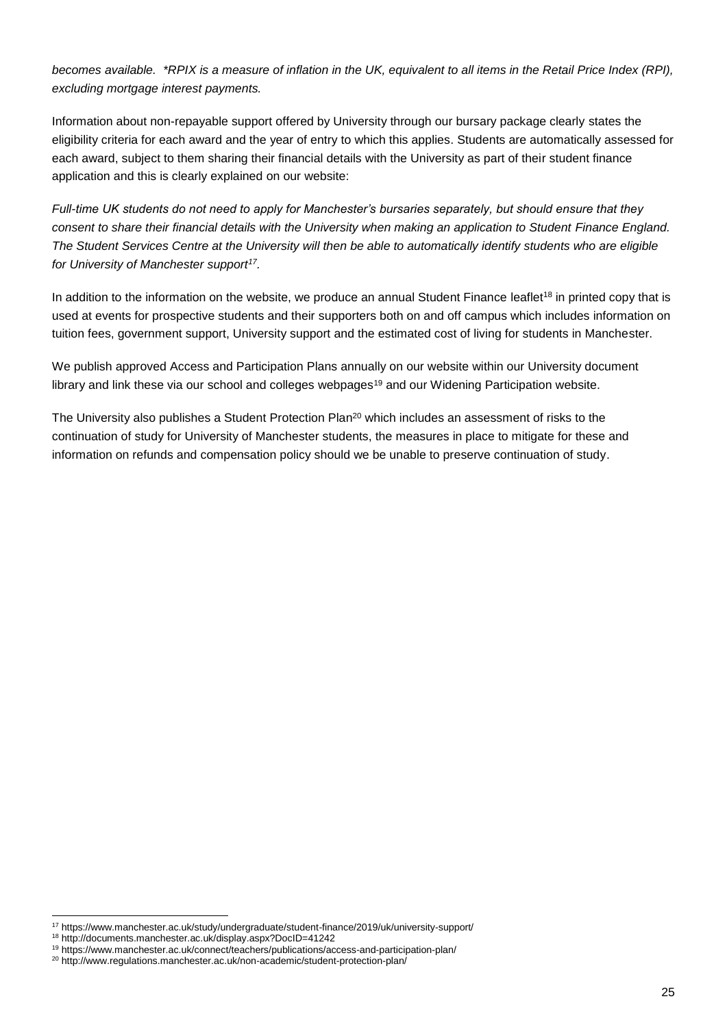*becomes available. *RPIX is a measure of inflation in the UK, equivalent to all items in the Retail Price Index (RPI), excluding mortgage interest payments.*

Information about non-repayable support offered by University through our bursary package clearly states the eligibility criteria for each award and the year of entry to which this applies. Students are automatically assessed for each award, subject to them sharing their financial details with the University as part of their student finance application and this is clearly explained on our website:

*Full-time UK students do not need to apply for Manchester's bursaries separately, but should ensure that they consent to share their financial details with the University when making an application to Student Finance England. The Student Services Centre at the University will then be able to automatically identify students who are eligible for University of Manchester support[17].*

In addition to the information on the website, we produce an annual Student Finance leaflet[18] in printed copy that is used at events for prospective students and their supporters both on and off campus which includes information on tuition fees, government support, University support and the estimated cost of living for students in Manchester.

We publish approved Access and Participation Plans annually on our website within our University document library and link these via our school and colleges webpages[19] and our Widening Participation website.

The University also publishes a Student Protection Plan[20] which includes an assessment of risks to the continuation of study for University of Manchester students, the measures in place to mitigate for these and information on refunds and compensation policy should we be unable to preserve continuation of study.

---

[17] https://www.manchester.ac.uk/study/undergraduate/student-finance/2019/uk/university-support/

[18] http://documents.manchester.ac.uk/display.aspx?DocID=41242

[19] https://www.manchester.ac.uk/connect/teachers/publications/access-and-participation-plan/

[20] http://www.regulations.manchester.ac.uk/non-academic/student-protection-plan/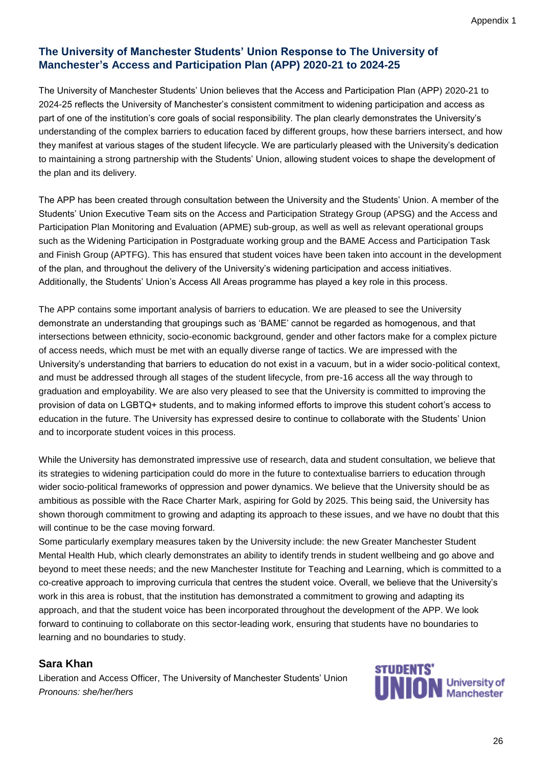Appendix 1

## The University of Manchester Students' Union Response to The University of Manchester's Access and Participation Plan (APP) 2020-21 to 2024-25

The University of Manchester Students' Union believes that the Access and Participation Plan (APP) 2020-21 to 2024-25 reflects the University of Manchester's consistent commitment to widening participation and access as part of one of the institution's core goals of social responsibility. The plan clearly demonstrates the University's understanding of the complex barriers to education faced by different groups, how these barriers intersect, and how they manifest at various stages of the student lifecycle. We are particularly pleased with the University's dedication to maintaining a strong partnership with the Students' Union, allowing student voices to shape the development of the plan and its delivery.

The APP has been created through consultation between the University and the Students' Union. A member of the Students' Union Executive Team sits on the Access and Participation Strategy Group (APSG) and the Access and Participation Plan Monitoring and Evaluation (APME) sub-group, as well as well as relevant operational groups such as the Widening Participation in Postgraduate working group and the BAME Access and Participation Task and Finish Group (APTFG). This has ensured that student voices have been taken into account in the development of the plan, and throughout the delivery of the University's widening participation and access initiatives. Additionally, the Students' Union's Access All Areas programme has played a key role in this process.

The APP contains some important analysis of barriers to education. We are pleased to see the University demonstrate an understanding that groupings such as 'BAME' cannot be regarded as homogenous, and that intersections between ethnicity, socio-economic background, gender and other factors make for a complex picture of access needs, which must be met with an equally diverse range of tactics. We are impressed with the University's understanding that barriers to education do not exist in a vacuum, but in a wider socio-political context, and must be addressed through all stages of the student lifecycle, from pre-16 access all the way through to graduation and employability. We are also very pleased to see that the University is committed to improving the provision of data on LGBTQ+ students, and to making informed efforts to improve this student cohort's access to education in the future. The University has expressed desire to continue to collaborate with the Students' Union and to incorporate student voices in this process.

While the University has demonstrated impressive use of research, data and student consultation, we believe that its strategies to widening participation could do more in the future to contextualise barriers to education through wider socio-political frameworks of oppression and power dynamics. We believe that the University should be as ambitious as possible with the Race Charter Mark, aspiring for Gold by 2025. This being said, the University has shown thorough commitment to growing and adapting its approach to these issues, and we have no doubt that this will continue to be the case moving forward.

Some particularly exemplary measures taken by the University include: the new Greater Manchester Student Mental Health Hub, which clearly demonstrates an ability to identify trends in student wellbeing and go above and beyond to meet these needs; and the new Manchester Institute for Teaching and Learning, which is committed to a co-creative approach to improving curricula that centres the student voice. Overall, we believe that the University's work in this area is robust, that the institution has demonstrated a commitment to growing and adapting its approach, and that the student voice has been incorporated throughout the development of the APP. We look forward to continuing to collaborate on this sector-leading work, ensuring that students have no boundaries to learning and no boundaries to study.

**Sara Khan**

Liberation and Access Officer, The University of Manchester Students' Union

*Pronouns: she/her/hers*

STUDENTS' UNION University of Manchester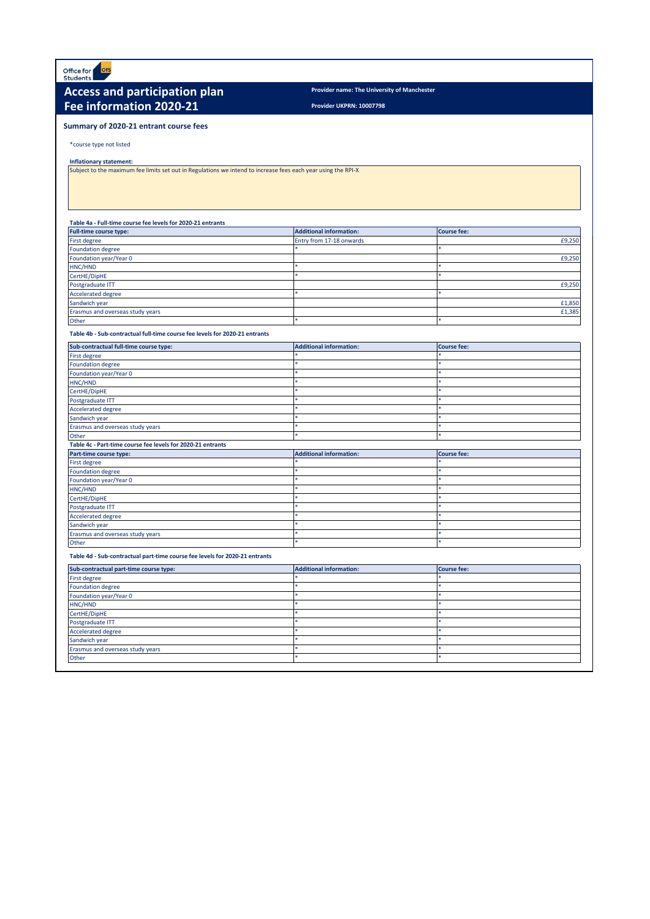Office for Students

# Access and participation plan
# Fee information 2020-21

**Provider name: The University of Manchester**

**Provider UKPRN: 10007798**

## Summary of 2020-21 entrant course fees

*course type not listed

**Inflationary statement:**

Subject to the maximum fee limits set out in Regulations we intend to increase fees each year using the RPI-X

**Table 4a - Full-time course fee levels for 2020-21 entrants**

| Full-time course type: | Additional information: | Course fee: |
|---|---|---|
| First degree | Entry from 17-18 onwards | £9,250 |
| Foundation degree | * | * |
| Foundation year/Year 0 | | £9,250 |
| HNC/HND | * | * |
| CertHE/DipHE | * | * |
| Postgraduate ITT | | £9,250 |
| Accelerated degree | * | * |
| Sandwich year | | £1,850 |
| Erasmus and overseas study years | | £1,385 |
| Other | * | * |

**Table 4b - Sub-contractual full-time course fee levels for 2020-21 entrants**

| Sub-contractual full-time course type: | Additional information: | Course fee: |
|---|---|---|
| First degree | * | * |
| Foundation degree | * | * |
| Foundation year/Year 0 | * | * |
| HNC/HND | * | * |
| CertHE/DipHE | * | * |
| Postgraduate ITT | * | * |
| Accelerated degree | * | * |
| Sandwich year | * | * |
| Erasmus and overseas study years | * | * |
| Other | * | * |

**Table 4c - Part-time course fee levels for 2020-21 entrants**

| Part-time course type: | Additional information: | Course fee: |
|---|---|---|
| First degree | * | * |
| Foundation degree | * | * |
| Foundation year/Year 0 | * | * |
| HNC/HND | * | * |
| CertHE/DipHE | * | * |
| Postgraduate ITT | * | * |
| Accelerated degree | * | * |
| Sandwich year | * | * |
| Erasmus and overseas study years | * | * |
| Other | * | * |

**Table 4d - Sub-contractual part-time course fee levels for 2020-21 entrants**

| Sub-contractual part-time course type: | Additional information: | Course fee: |
|---|---|---|
| First degree | * | * |
| Foundation degree | * | * |
| Foundation year/Year 0 | * | * |
| HNC/HND | * | * |
| CertHE/DipHE | * | * |
| Postgraduate ITT | * | * |
| Accelerated degree | * | * |
| Sandwich year | * | * |
| Erasmus and overseas study years | * | * |
| Other | * | * |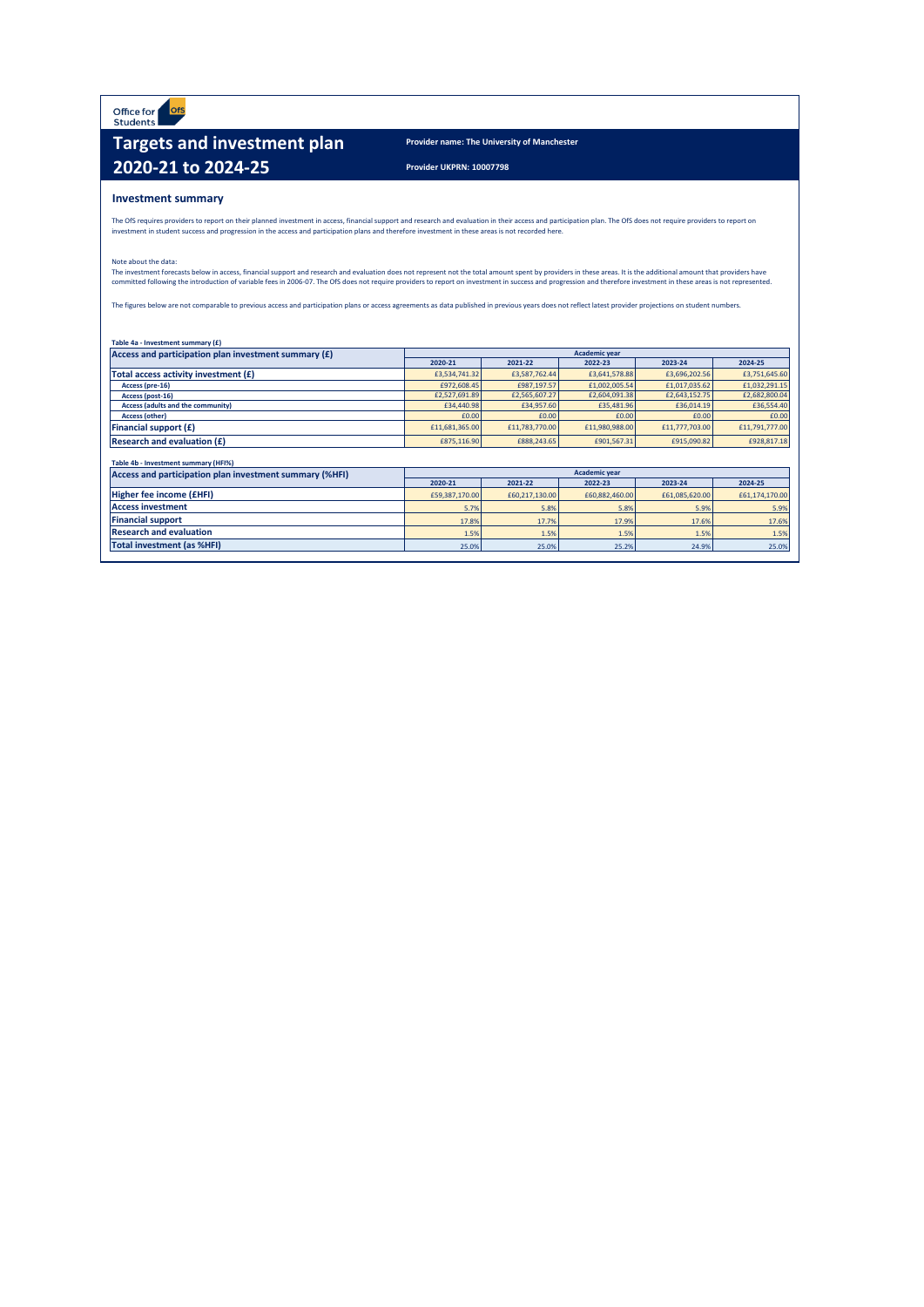Office for Students

# Targets and investment plan 2020-21 to 2024-25

**Provider name: The University of Manchester**

**Provider UKPRN: 10007798**

## Investment summary

The OfS requires providers to report on their planned investment in access, financial support and research and evaluation in their access and participation plan. The OfS does not require providers to report on investment in student success and progression in the access and participation plans and therefore investment in these areas is not recorded here.

Note about the data:
The investment forecasts below in access, financial support and research and evaluation does not represent not the total amount spent by providers in these areas. It is the additional amount that providers have committed following the introduction of variable fees in 2006-07. The OfS does not require providers to report on investment in success and progression and therefore investment in these areas is not represented.

The figures below are not comparable to previous access and participation plans or access agreements as data published in previous years does not reflect latest provider projections on student numbers.

**Table 4a - Investment summary (£)**

| Access and participation plan investment summary (£) | Academic year | | | | |
|---|---|---|---|---|---|
| | 2020-21 | 2021-22 | 2022-23 | 2023-24 | 2024-25 |
| **Total access activity investment (£)** | £3,534,741.32 | £3,587,762.44 | £3,641,578.88 | £3,696,202.56 | £3,751,645.60 |
| Access (pre-16) | £972,608.45 | £987,197.57 | £1,002,005.54 | £1,017,035.62 | £1,032,291.15 |
| Access (post-16) | £2,527,691.89 | £2,565,607.27 | £2,604,091.38 | £2,643,152.75 | £2,682,800.04 |
| Access (adults and the community) | £34,440.98 | £34,957.60 | £35,481.96 | £36,014.19 | £36,554.40 |
| Access (other) | £0.00 | £0.00 | £0.00 | £0.00 | £0.00 |
| **Financial support (£)** | £11,681,365.00 | £11,783,770.00 | £11,980,988.00 | £11,777,703.00 | £11,791,777.00 |
| **Research and evaluation (£)** | £875,116.90 | £888,243.65 | £901,567.31 | £915,090.82 | £928,817.18 |

**Table 4b - Investment summary (HFI%)**

| Access and participation plan investment summary (%HFI) | Academic year | | | | |
|---|---|---|---|---|---|
| | 2020-21 | 2021-22 | 2022-23 | 2023-24 | 2024-25 |
| **Higher fee income (£HFI)** | £59,387,170.00 | £60,217,130.00 | £60,882,460.00 | £61,085,620.00 | £61,174,170.00 |
| **Access investment** | 5.7% | 5.8% | 5.8% | 5.9% | 5.9% |
| **Financial support** | 17.8% | 17.7% | 17.9% | 17.6% | 17.6% |
| **Research and evaluation** | 1.5% | 1.5% | 1.5% | 1.5% | 1.5% |
| **Total investment (as %HFI)** | 25.0% | 25.0% | 25.2% | 24.9% | 25.0% |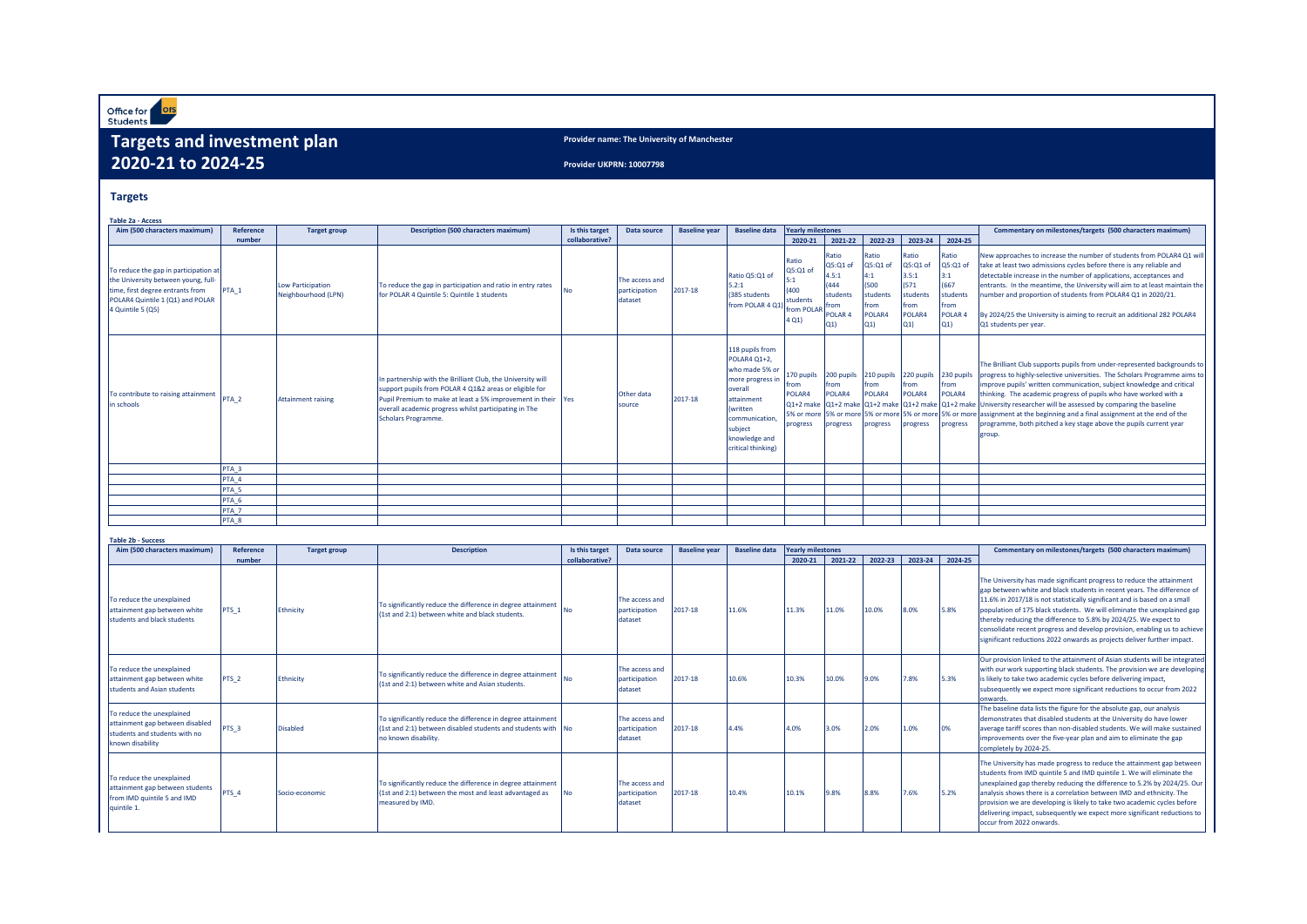Office for Students

# Targets and investment plan 2020-21 to 2024-25

**Provider name: The University of Manchester**

**Provider UKPRN: 10007798**

## Targets

**Table 2a - Access**

| Aim (500 characters maximum) | Reference number | Target group | Description (500 characters maximum) | Is this target collaborative? | Data source | Baseline year | Baseline data | Yearly milestones | | | | | Commentary on milestones/targets (500 characters maximum) |
|---|---|---|---|---|---|---|---|---|---|---|---|---|---|
| | | | | | | | | 2020-21 | 2021-22 | 2022-23 | 2023-24 | 2024-25 | |
| To reduce the gap in participation at the University between young, full-time, first degree entrants from POLAR4 Quintile 1 (Q1) and POLAR 4 Quintile 5 (Q5) | PTA_1 | Low Participation Neighbourhood (LPN) | To reduce the gap in participation and ratio in entry rates for POLAR 4 Quintile 5: Quintile 1 students | No | The access and participation dataset | 2017-18 | Ratio Q5:Q1 of 5.2:1 (385 students from POLAR 4 Q1) | Ratio Q5:Q1 of 5:1 (400 students from POLAR 4 Q1) | Ratio Q5:Q1 of 4.5:1 (444 students from POLAR 4 Q1) | Ratio Q5:Q1 of 4:1 (500 students from POLAR4 Q1) | Ratio Q5:Q1 of 3.5:1 (571 students from POLAR4 Q1) | Ratio Q5:Q1 of 3:1 (667 students from POLAR 4 Q1) | New approaches to increase the number of students from POLAR4 Q1 will take at least two admissions cycles before there is any reliable and detectable increase in the number of applications, acceptances and entrants. In the meantime, the University will aim to at least maintain the number and proportion of students from POLAR4 Q1 in 2020/21. By 2024/25 the University is aiming to recruit an additional 282 POLAR4 Q1 students per year. |
| To contribute to raising attainment in schools | PTA_2 | Attainment raising | In partnership with the Brilliant Club, the University will support pupils from POLAR 4 Q1&2 areas or eligible for Pupil Premium to make at least a 5% improvement in their overall academic progress whilst participating in The Scholars Programme. | Yes | Other data source | 2017-18 | 118 pupils from POLAR4 Q1+2, who made 5% or more progress in overall attainment (written communication, subject knowledge and critical thinking) | 170 pupils from POLAR4 Q1+2 make 5% or more progress | 200 pupils from POLAR4 Q1+2 make 5% or more progress | 210 pupils from POLAR4 Q1+2 make 5% or more progress | 220 pupils from POLAR4 Q1+2 make 5% or more progress | 230 pupils from POLAR4 Q1+2 make 5% or more progress | The Brilliant Club supports pupils from under-represented backgrounds to progress to highly-selective universities. The Scholars Programme aims to improve pupils' written communication, subject knowledge and critical thinking. The academic progress of pupils who have worked with a University researcher will be assessed by comparing the baseline assignment at the beginning and a final assignment at the end of the programme, both pitched a key stage above the pupils current year group. |
| | PTA_3 | | | | | | | | | | | | |
| | PTA_4 | | | | | | | | | | | | |
| | PTA_5 | | | | | | | | | | | | |
| | PTA_6 | | | | | | | | | | | | |
| | PTA_7 | | | | | | | | | | | | |
| | PTA_8 | | | | | | | | | | | | |

**Table 2b - Success**

| Aim (500 characters maximum) | Reference number | Target group | Description | Is this target collaborative? | Data source | Baseline year | Baseline data | Yearly milestones | | | | | Commentary on milestones/targets (500 characters maximum) |
|---|---|---|---|---|---|---|---|---|---|---|---|---|---|
| | | | | | | | | 2020-21 | 2021-22 | 2022-23 | 2023-24 | 2024-25 | |
| To reduce the unexplained attainment gap between white students and black students | PTS_1 | Ethnicity | To significantly reduce the difference in degree attainment (1st and 2:1) between white and black students. | No | The access and participation dataset | 2017-18 | 11.6% | 11.3% | 11.0% | 10.0% | 8.0% | 5.8% | The University has made significant progress to reduce the attainment gap between white and black students in recent years. The difference of 11.6% in 2017/18 is not statistically significant and is based on a small population of 175 black students. We will eliminate the unexplained gap thereby reducing the difference to 5.8% by 2024/25. We expect to consolidate recent progress and develop provision, enabling us to achieve significant reductions 2022 onwards as projects deliver further impact. |
| To reduce the unexplained attainment gap between white students and Asian students | PTS_2 | Ethnicity | To significantly reduce the difference in degree attainment (1st and 2:1) between white and Asian students. | No | The access and participation dataset | 2017-18 | 10.6% | 10.3% | 10.0% | 9.0% | 7.8% | 5.3% | Our provision linked to the attainment of Asian students will be integrated with our work supporting black students. The provision we are developing is likely to take two academic cycles before delivering impact, subsequently we expect more significant reductions to occur from 2022 onwards. |
| To reduce the unexplained attainment gap between disabled students and students with no known disability | PTS_3 | Disabled | To significantly reduce the difference in degree attainment (1st and 2:1) between disabled students and students with no known disability. | No | The access and participation dataset | 2017-18 | 4.4% | 4.0% | 3.0% | 2.0% | 1.0% | 0% | The baseline data lists the figure for the absolute gap, our analysis demonstrates that disabled students at the University do have lower average tariff scores than non-disabled students. We will make sustained improvements over the five-year plan and aim to eliminate the gap completely by 2024-25. |
| To reduce the unexplained attainment gap between students from IMD quintile 5 and IMD quintile 1. | PTS_4 | Socio-economic | To significantly reduce the difference in degree attainment (1st and 2:1) between the most and least advantaged as measured by IMD. | No | The access and participation dataset | 2017-18 | 10.4% | 10.1% | 9.8% | 8.8% | 7.6% | 5.2% | The University has made progress to reduce the attainment gap between students from IMD quintile 5 and IMD quintile 1. We will eliminate the unexplained gap thereby reducing the difference to 5.2% by 2024/25. Our analysis shows there is a correlation between IMD and ethnicity. The provision we are developing is likely to take two academic cycles before delivering impact, subsequently we expect more significant reductions to occur from 2022 onwards. |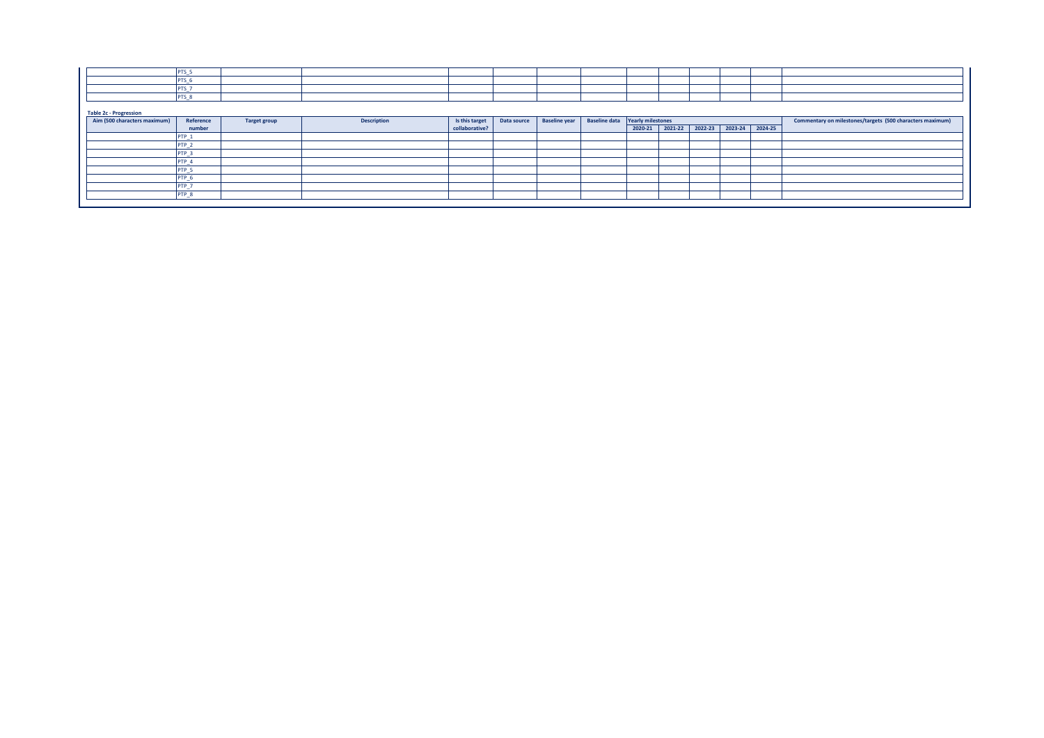| | | | | | | | | | | | | | |
|---|---|---|---|---|---|---|---|---|---|---|---|---|---|
| | PTS_5 | | | | | | | | | | | | |
| | PTS_6 | | | | | | | | | | | | |
| | PTS_7 | | | | | | | | | | | | |
| | PTS_8 | | | | | | | | | | | | |

**Table 2c - Progression**

| Aim (500 characters maximum) | Reference number | Target group | Description | Is this target collaborative? | Data source | Baseline year | Baseline data | Yearly milestones | | | | | Commentary on milestones/targets (500 characters maximum) |
|---|---|---|---|---|---|---|---|---|---|---|---|---|---|
| | | | | | | | | 2020-21 | 2021-22 | 2022-23 | 2023-24 | 2024-25 | |
| | PTP_1 | | | | | | | | | | | | |
| | PTP_2 | | | | | | | | | | | | |
| | PTP_3 | | | | | | | | | | | | |
| | PTP_4 | | | | | | | | | | | | |
| | PTP_5 | | | | | | | | | | | | |
| | PTP_6 | | | | | | | | | | | | |
| | PTP_7 | | | | | | | | | | | | |
| | PTP_8 | | | | | | | | | | | | |